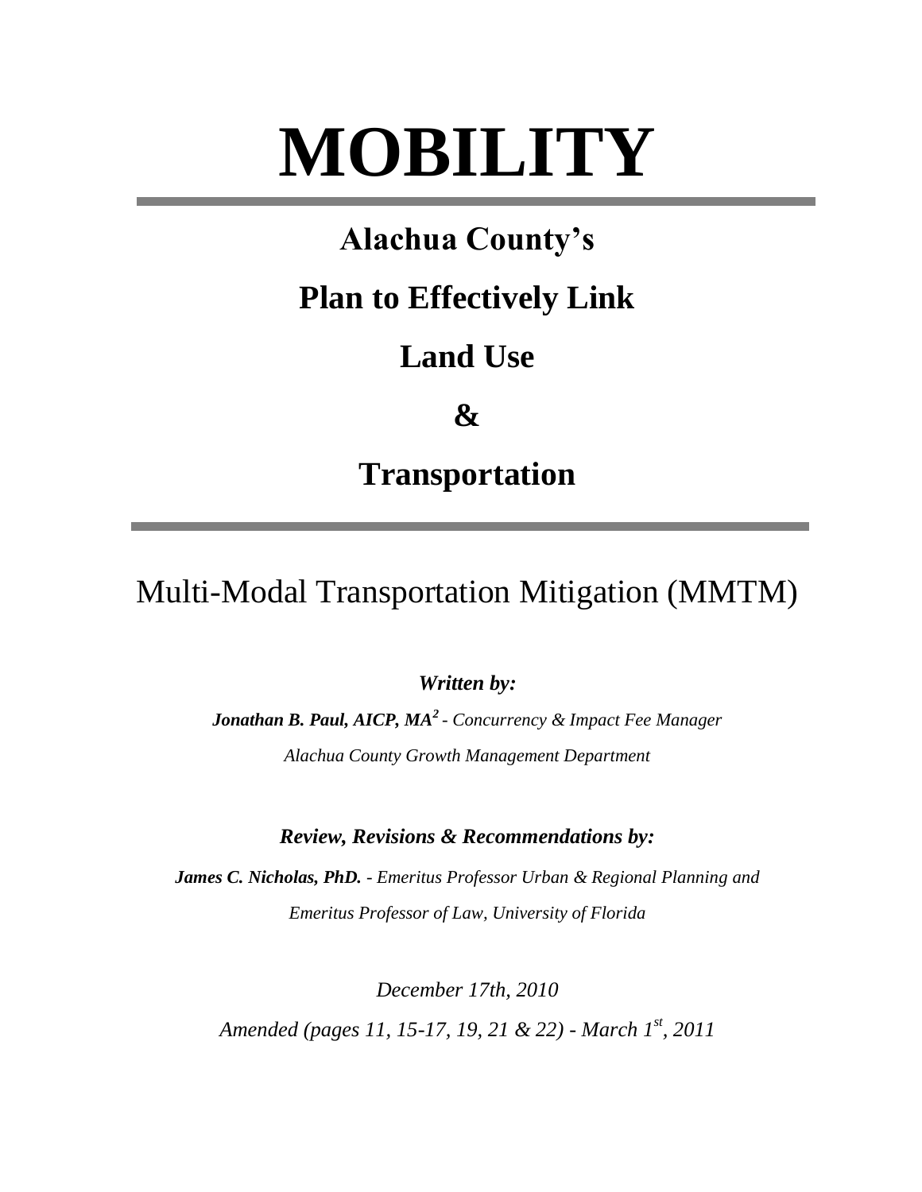# MOBILITY

## Alachua County's

## Plan to Effectively Link

## Land Use

## &

## Transportation

Multi-Modal Transportation Mitigation (MMTM)

***Written by:***

***Jonathan B. Paul, AICP, MA$^2$*** *- Concurrency & Impact Fee Manager*

*Alachua County Growth Management Department*

***Review, Revisions & Recommendations by:***

***James C. Nicholas, PhD.*** *- Emeritus Professor Urban & Regional Planning and*

*Emeritus Professor of Law, University of Florida*

*December 17th, 2010*

*Amended (pages 11, 15-17, 19, 21 & 22) - March 1st, 2011*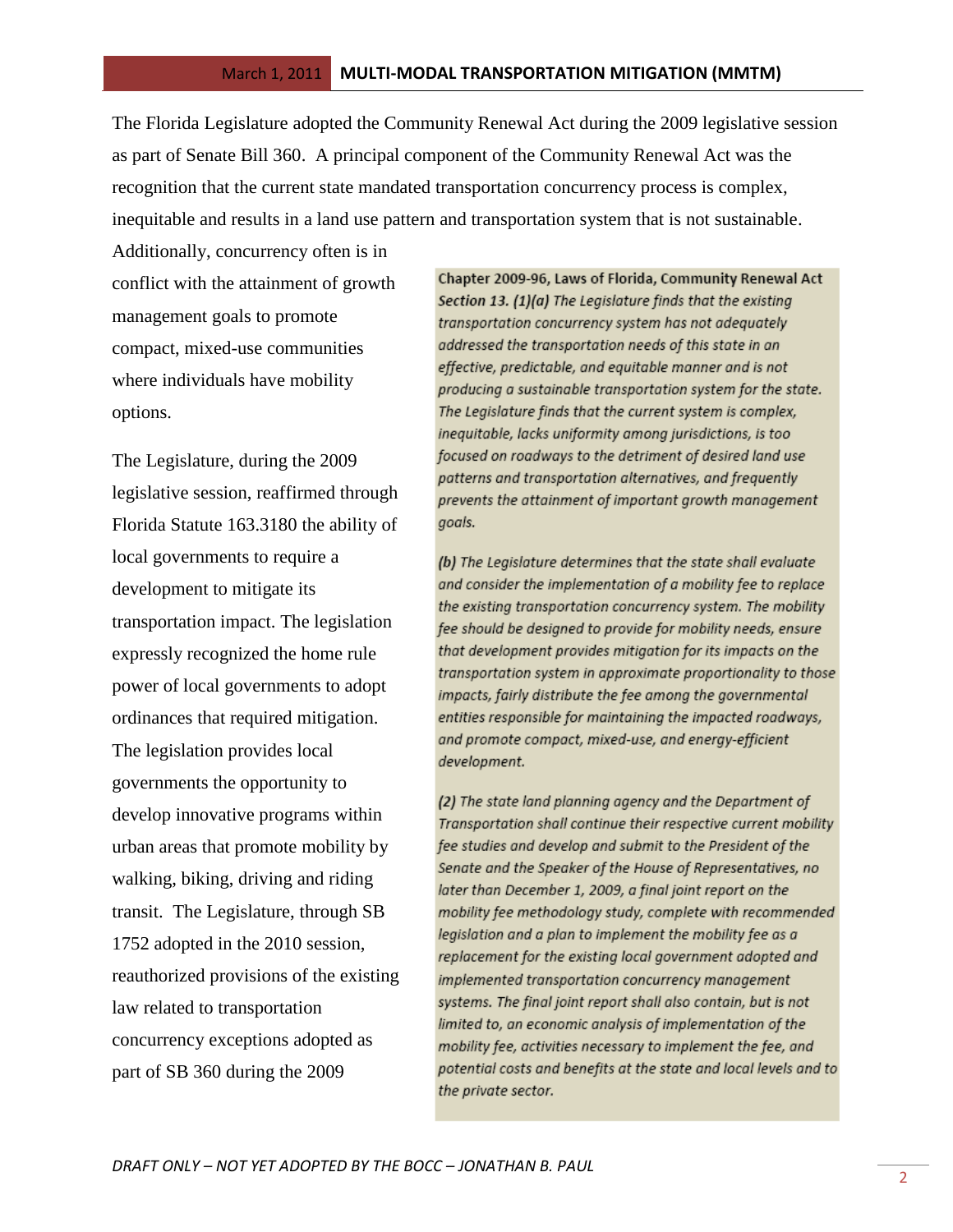The Florida Legislature adopted the Community Renewal Act during the 2009 legislative session as part of Senate Bill 360. A principal component of the Community Renewal Act was the recognition that the current state mandated transportation concurrency process is complex, inequitable and results in a land use pattern and transportation system that is not sustainable. Additionally, concurrency often is in conflict with the attainment of growth management goals to promote compact, mixed-use communities where individuals have mobility options.

The Legislature, during the 2009 legislative session, reaffirmed through Florida Statute 163.3180 the ability of local governments to require a development to mitigate its transportation impact. The legislation expressly recognized the home rule power of local governments to adopt ordinances that required mitigation. The legislation provides local governments the opportunity to develop innovative programs within urban areas that promote mobility by walking, biking, driving and riding transit. The Legislature, through SB 1752 adopted in the 2010 session, reauthorized provisions of the existing law related to transportation concurrency exceptions adopted as part of SB 360 during the 2009

> **Chapter 2009-96, Laws of Florida, Community Renewal Act**
> ***Section 13. (1)(a)*** *The Legislature finds that the existing transportation concurrency system has not adequately addressed the transportation needs of this state in an effective, predictable, and equitable manner and is not producing a sustainable transportation system for the state. The Legislature finds that the current system is complex, inequitable, lacks uniformity among jurisdictions, is too focused on roadways to the detriment of desired land use patterns and transportation alternatives, and frequently prevents the attainment of important growth management goals.*
>
> ***(b)*** *The Legislature determines that the state shall evaluate and consider the implementation of a mobility fee to replace the existing transportation concurrency system. The mobility fee should be designed to provide for mobility needs, ensure that development provides mitigation for its impacts on the transportation system in approximate proportionality to those impacts, fairly distribute the fee among the governmental entities responsible for maintaining the impacted roadways, and promote compact, mixed-use, and energy-efficient development.*
>
> ***(2)*** *The state land planning agency and the Department of Transportation shall continue their respective current mobility fee studies and develop and submit to the President of the Senate and the Speaker of the House of Representatives, no later than December 1, 2009, a final joint report on the mobility fee methodology study, complete with recommended legislation and a plan to implement the mobility fee as a replacement for the existing local government adopted and implemented transportation concurrency management systems. The final joint report shall also contain, but is not limited to, an economic analysis of implementation of the mobility fee, activities necessary to implement the fee, and potential costs and benefits at the state and local levels and to the private sector.*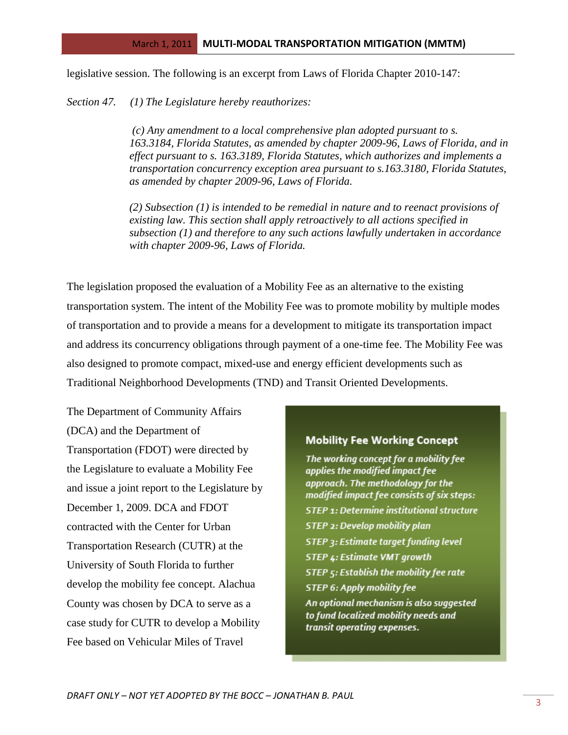legislative session. The following is an excerpt from Laws of Florida Chapter 2010-147:

*Section 47. (1) The Legislature hereby reauthorizes:*

> *(c) Any amendment to a local comprehensive plan adopted pursuant to s. 163.3184, Florida Statutes, as amended by chapter 2009-96, Laws of Florida, and in effect pursuant to s. 163.3189, Florida Statutes, which authorizes and implements a transportation concurrency exception area pursuant to s.163.3180, Florida Statutes, as amended by chapter 2009-96, Laws of Florida.*
>
> *(2) Subsection (1) is intended to be remedial in nature and to reenact provisions of existing law. This section shall apply retroactively to all actions specified in subsection (1) and therefore to any such actions lawfully undertaken in accordance with chapter 2009-96, Laws of Florida.*

The legislation proposed the evaluation of a Mobility Fee as an alternative to the existing transportation system. The intent of the Mobility Fee was to promote mobility by multiple modes of transportation and to provide a means for a development to mitigate its transportation impact and address its concurrency obligations through payment of a one-time fee. The Mobility Fee was also designed to promote compact, mixed-use and energy efficient developments such as Traditional Neighborhood Developments (TND) and Transit Oriented Developments.

The Department of Community Affairs (DCA) and the Department of Transportation (FDOT) were directed by the Legislature to evaluate a Mobility Fee and issue a joint report to the Legislature by December 1, 2009. DCA and FDOT contracted with the Center for Urban Transportation Research (CUTR) at the University of South Florida to further develop the mobility fee concept. Alachua County was chosen by DCA to serve as a case study for CUTR to develop a Mobility Fee based on Vehicular Miles of Travel

> **Mobility Fee Working Concept**
>
> *The working concept for a mobility fee applies the modified impact fee approach. The methodology for the modified impact fee consists of six steps:*
>
> *STEP 1: Determine institutional structure*
>
> *STEP 2: Develop mobility plan*
>
> *STEP 3: Estimate target funding level*
>
> *STEP 4: Estimate VMT growth*
>
> *STEP 5: Establish the mobility fee rate*
>
> *STEP 6: Apply mobility fee*
>
> *An optional mechanism is also suggested to fund localized mobility needs and transit operating expenses.*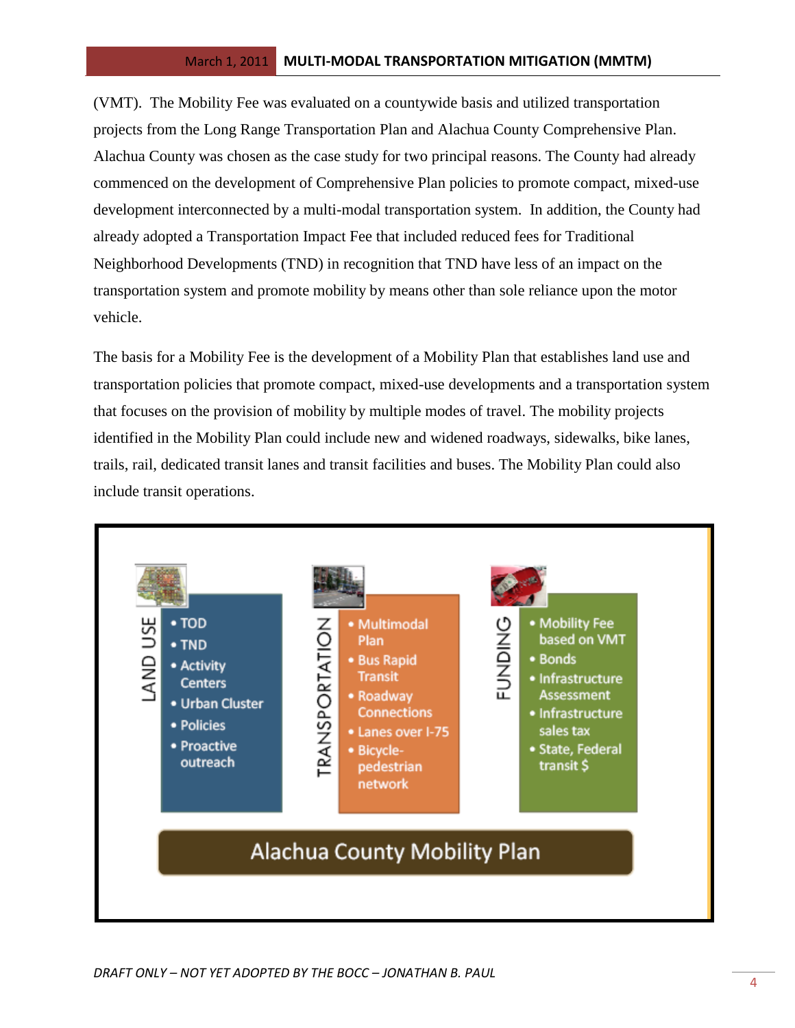(VMT). The Mobility Fee was evaluated on a countywide basis and utilized transportation projects from the Long Range Transportation Plan and Alachua County Comprehensive Plan. Alachua County was chosen as the case study for two principal reasons. The County had already commenced on the development of Comprehensive Plan policies to promote compact, mixed-use development interconnected by a multi-modal transportation system. In addition, the County had already adopted a Transportation Impact Fee that included reduced fees for Traditional Neighborhood Developments (TND) in recognition that TND have less of an impact on the transportation system and promote mobility by means other than sole reliance upon the motor vehicle.

The basis for a Mobility Fee is the development of a Mobility Plan that establishes land use and transportation policies that promote compact, mixed-use developments and a transportation system that focuses on the provision of mobility by multiple modes of travel. The mobility projects identified in the Mobility Plan could include new and widened roadways, sidewalks, bike lanes, trails, rail, dedicated transit lanes and transit facilities and buses. The Mobility Plan could also include transit operations.

**LAND USE**

- TOD
- TND
- Activity Centers
- Urban Cluster
- Policies
- Proactive outreach

**TRANSPORTATION**

- Multimodal Plan
- Bus Rapid Transit
- Roadway Connections
- Lanes over I-75
- Bicycle-pedestrian network

**FUNDING**

- Mobility Fee based on VMT
- Bonds
- Infrastructure Assessment
- Infrastructure sales tax
- State, Federal transit $

**Alachua County Mobility Plan**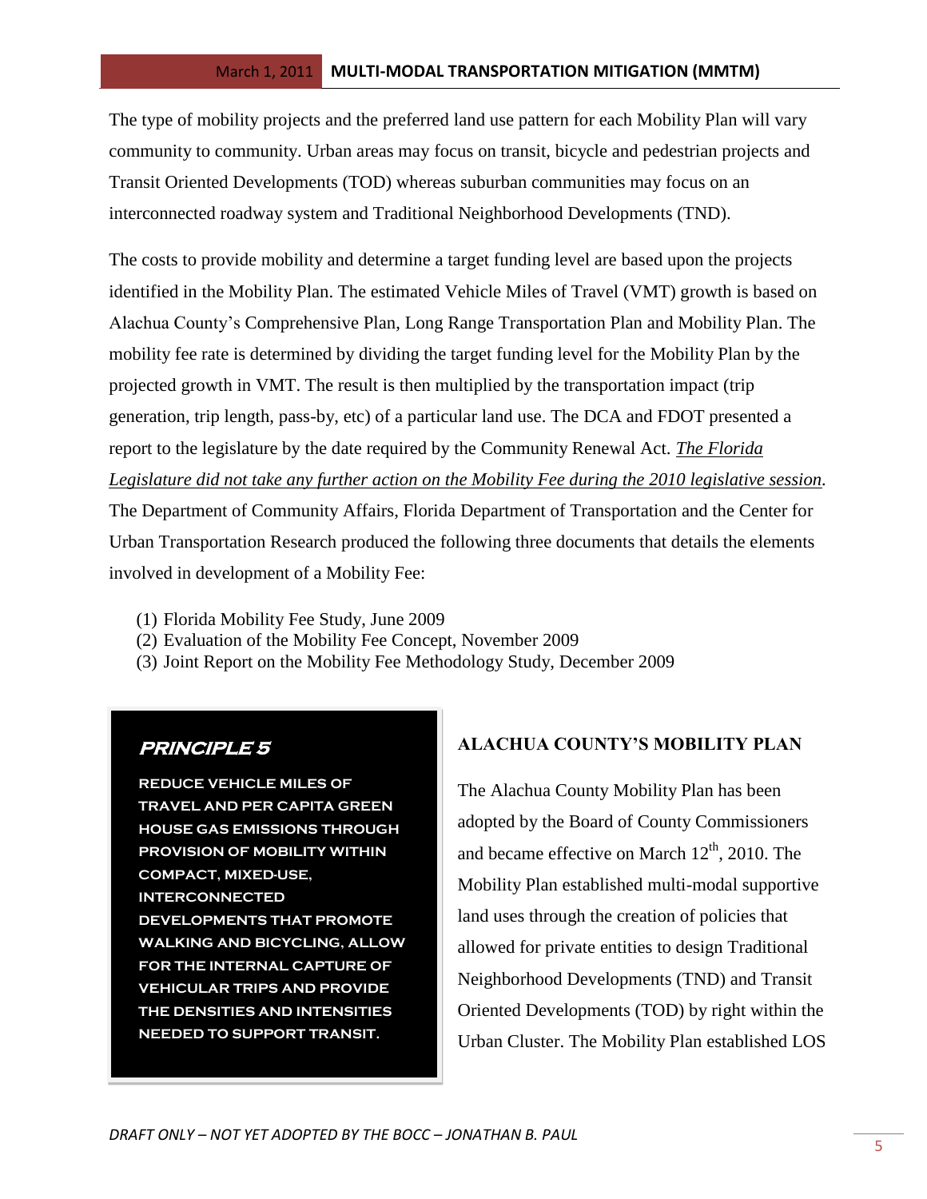The type of mobility projects and the preferred land use pattern for each Mobility Plan will vary community to community. Urban areas may focus on transit, bicycle and pedestrian projects and Transit Oriented Developments (TOD) whereas suburban communities may focus on an interconnected roadway system and Traditional Neighborhood Developments (TND).

The costs to provide mobility and determine a target funding level are based upon the projects identified in the Mobility Plan. The estimated Vehicle Miles of Travel (VMT) growth is based on Alachua County's Comprehensive Plan, Long Range Transportation Plan and Mobility Plan. The mobility fee rate is determined by dividing the target funding level for the Mobility Plan by the projected growth in VMT. The result is then multiplied by the transportation impact (trip generation, trip length, pass-by, etc) of a particular land use. The DCA and FDOT presented a report to the legislature by the date required by the Community Renewal Act. *The Florida Legislature did not take any further action on the Mobility Fee during the 2010 legislative session.* The Department of Community Affairs, Florida Department of Transportation and the Center for Urban Transportation Research produced the following three documents that details the elements involved in development of a Mobility Fee:

(1) Florida Mobility Fee Study, June 2009
(2) Evaluation of the Mobility Fee Concept, November 2009
(3) Joint Report on the Mobility Fee Methodology Study, December 2009

> ***PRINCIPLE 5***
>
> **REDUCE VEHICLE MILES OF TRAVEL AND PER CAPITA GREEN HOUSE GAS EMISSIONS THROUGH PROVISION OF MOBILITY WITHIN COMPACT, MIXED-USE, INTERCONNECTED DEVELOPMENTS THAT PROMOTE WALKING AND BICYCLING, ALLOW FOR THE INTERNAL CAPTURE OF VEHICULAR TRIPS AND PROVIDE THE DENSITIES AND INTENSITIES NEEDED TO SUPPORT TRANSIT.**

## ALACHUA COUNTY'S MOBILITY PLAN

The Alachua County Mobility Plan has been adopted by the Board of County Commissioners and became effective on March 12th, 2010. The Mobility Plan established multi-modal supportive land uses through the creation of policies that allowed for private entities to design Traditional Neighborhood Developments (TND) and Transit Oriented Developments (TOD) by right within the Urban Cluster. The Mobility Plan established LOS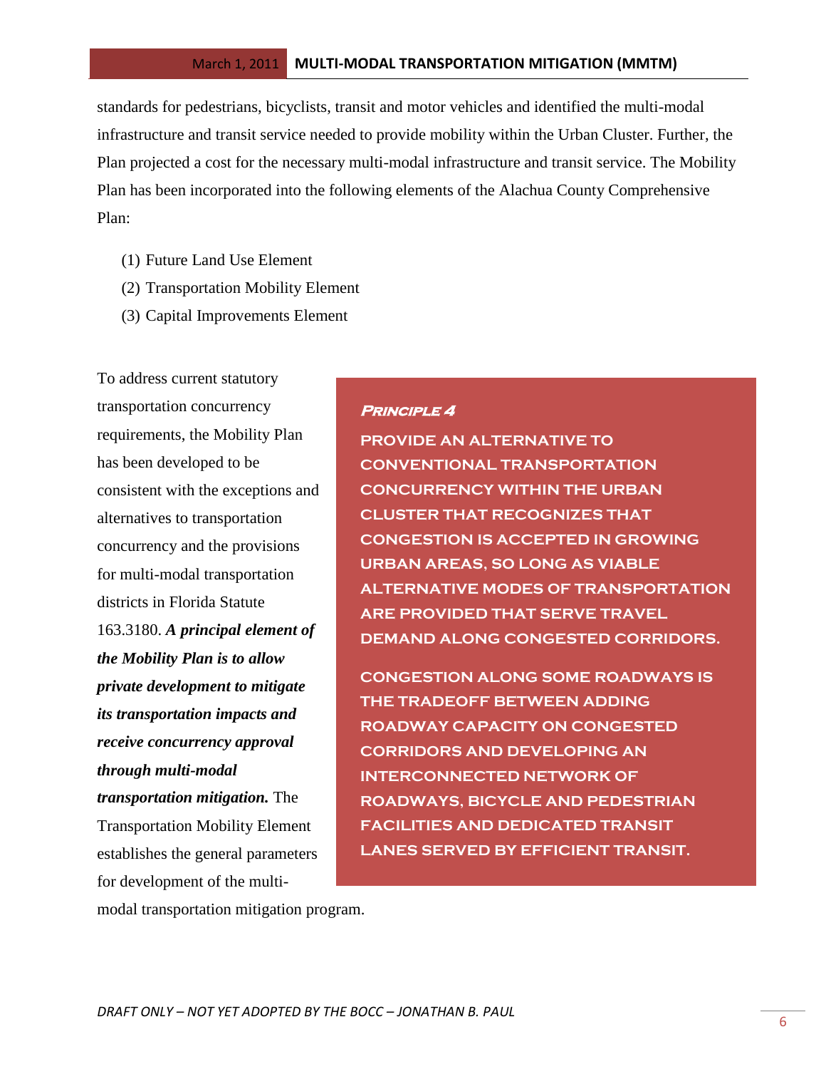standards for pedestrians, bicyclists, transit and motor vehicles and identified the multi-modal infrastructure and transit service needed to provide mobility within the Urban Cluster. Further, the Plan projected a cost for the necessary multi-modal infrastructure and transit service. The Mobility Plan has been incorporated into the following elements of the Alachua County Comprehensive Plan:

(1) Future Land Use Element
(2) Transportation Mobility Element
(3) Capital Improvements Element

To address current statutory transportation concurrency requirements, the Mobility Plan has been developed to be consistent with the exceptions and alternatives to transportation concurrency and the provisions for multi-modal transportation districts in Florida Statute 163.3180. ***A principal element of the Mobility Plan is to allow private development to mitigate its transportation impacts and receive concurrency approval through multi-modal transportation mitigation.*** The Transportation Mobility Element establishes the general parameters for development of the multi-modal transportation mitigation program.

> ***Principle 4***
>
> **PROVIDE AN ALTERNATIVE TO CONVENTIONAL TRANSPORTATION CONCURRENCY WITHIN THE URBAN CLUSTER THAT RECOGNIZES THAT CONGESTION IS ACCEPTED IN GROWING URBAN AREAS, SO LONG AS VIABLE ALTERNATIVE MODES OF TRANSPORTATION ARE PROVIDED THAT SERVE TRAVEL DEMAND ALONG CONGESTED CORRIDORS.**
>
> **CONGESTION ALONG SOME ROADWAYS IS THE TRADEOFF BETWEEN ADDING ROADWAY CAPACITY ON CONGESTED CORRIDORS AND DEVELOPING AN INTERCONNECTED NETWORK OF ROADWAYS, BICYCLE AND PEDESTRIAN FACILITIES AND DEDICATED TRANSIT LANES SERVED BY EFFICIENT TRANSIT.**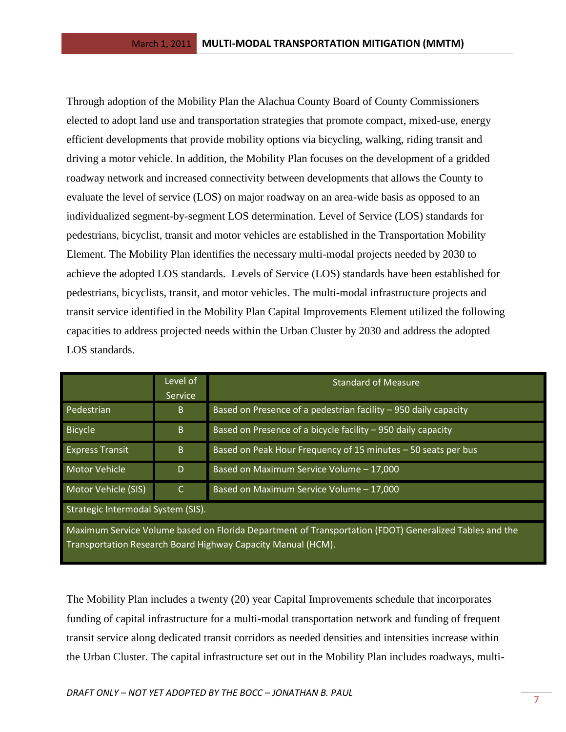Through adoption of the Mobility Plan the Alachua County Board of County Commissioners elected to adopt land use and transportation strategies that promote compact, mixed-use, energy efficient developments that provide mobility options via bicycling, walking, riding transit and driving a motor vehicle. In addition, the Mobility Plan focuses on the development of a gridded roadway network and increased connectivity between developments that allows the County to evaluate the level of service (LOS) on major roadway on an area-wide basis as opposed to an individualized segment-by-segment LOS determination. Level of Service (LOS) standards for pedestrians, bicyclist, transit and motor vehicles are established in the Transportation Mobility Element. The Mobility Plan identifies the necessary multi-modal projects needed by 2030 to achieve the adopted LOS standards. Levels of Service (LOS) standards have been established for pedestrians, bicyclists, transit, and motor vehicles. The multi-modal infrastructure projects and transit service identified in the Mobility Plan Capital Improvements Element utilized the following capacities to address projected needs within the Urban Cluster by 2030 and address the adopted LOS standards.

| | Level of Service | Standard of Measure |
|---|---|---|
| Pedestrian | B | Based on Presence of a pedestrian facility – 950 daily capacity |
| Bicycle | B | Based on Presence of a bicycle facility – 950 daily capacity |
| Express Transit | B | Based on Peak Hour Frequency of 15 minutes – 50 seats per bus |
| Motor Vehicle | D | Based on Maximum Service Volume – 17,000 |
| Motor Vehicle (SIS) | C | Based on Maximum Service Volume – 17,000 |
| Strategic Intermodal System (SIS). | | |
| Maximum Service Volume based on Florida Department of Transportation (FDOT) Generalized Tables and the Transportation Research Board Highway Capacity Manual (HCM). | | |

The Mobility Plan includes a twenty (20) year Capital Improvements schedule that incorporates funding of capital infrastructure for a multi-modal transportation network and funding of frequent transit service along dedicated transit corridors as needed densities and intensities increase within the Urban Cluster. The capital infrastructure set out in the Mobility Plan includes roadways, multi-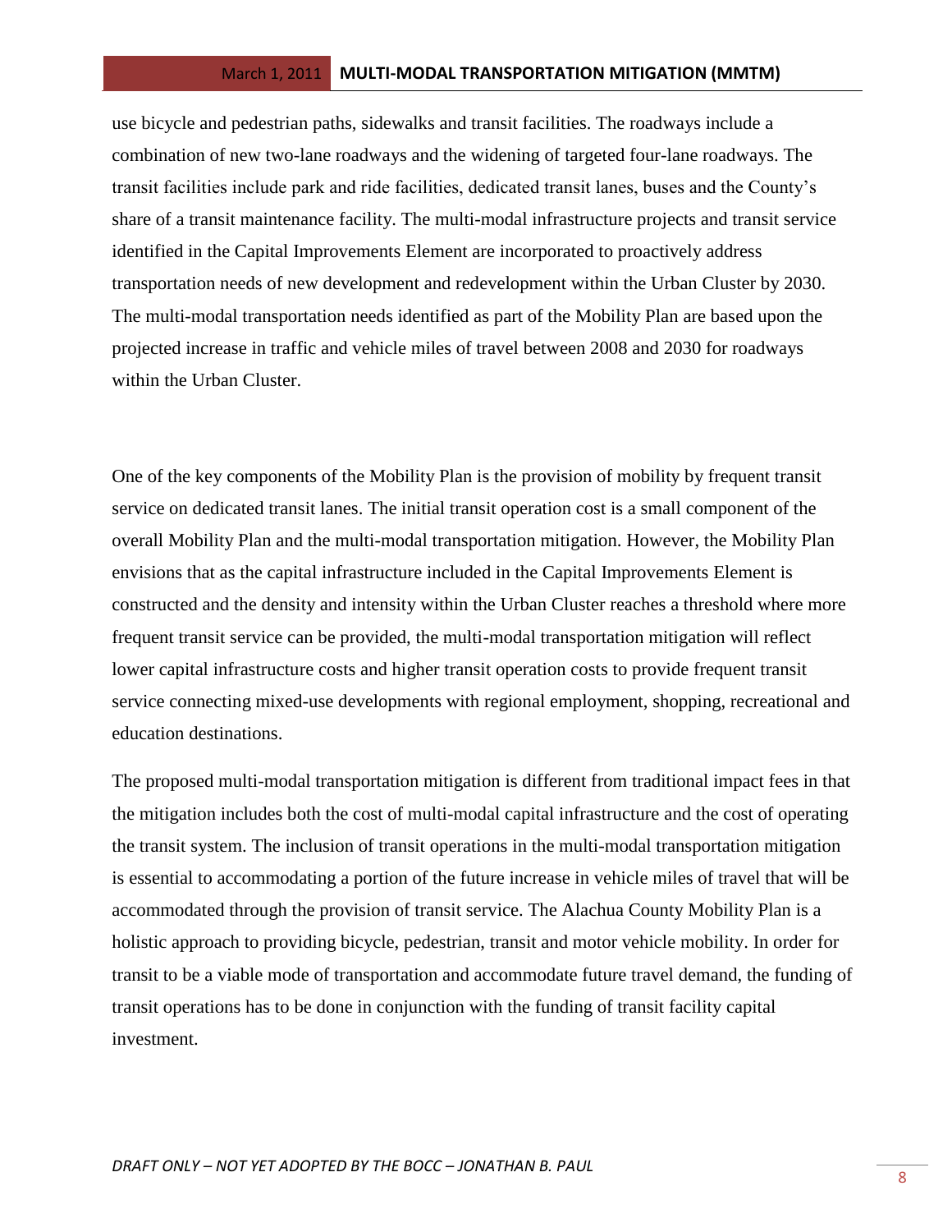use bicycle and pedestrian paths, sidewalks and transit facilities. The roadways include a combination of new two-lane roadways and the widening of targeted four-lane roadways. The transit facilities include park and ride facilities, dedicated transit lanes, buses and the County's share of a transit maintenance facility. The multi-modal infrastructure projects and transit service identified in the Capital Improvements Element are incorporated to proactively address transportation needs of new development and redevelopment within the Urban Cluster by 2030. The multi-modal transportation needs identified as part of the Mobility Plan are based upon the projected increase in traffic and vehicle miles of travel between 2008 and 2030 for roadways within the Urban Cluster.

One of the key components of the Mobility Plan is the provision of mobility by frequent transit service on dedicated transit lanes. The initial transit operation cost is a small component of the overall Mobility Plan and the multi-modal transportation mitigation. However, the Mobility Plan envisions that as the capital infrastructure included in the Capital Improvements Element is constructed and the density and intensity within the Urban Cluster reaches a threshold where more frequent transit service can be provided, the multi-modal transportation mitigation will reflect lower capital infrastructure costs and higher transit operation costs to provide frequent transit service connecting mixed-use developments with regional employment, shopping, recreational and education destinations.

The proposed multi-modal transportation mitigation is different from traditional impact fees in that the mitigation includes both the cost of multi-modal capital infrastructure and the cost of operating the transit system. The inclusion of transit operations in the multi-modal transportation mitigation is essential to accommodating a portion of the future increase in vehicle miles of travel that will be accommodated through the provision of transit service. The Alachua County Mobility Plan is a holistic approach to providing bicycle, pedestrian, transit and motor vehicle mobility. In order for transit to be a viable mode of transportation and accommodate future travel demand, the funding of transit operations has to be done in conjunction with the funding of transit facility capital investment.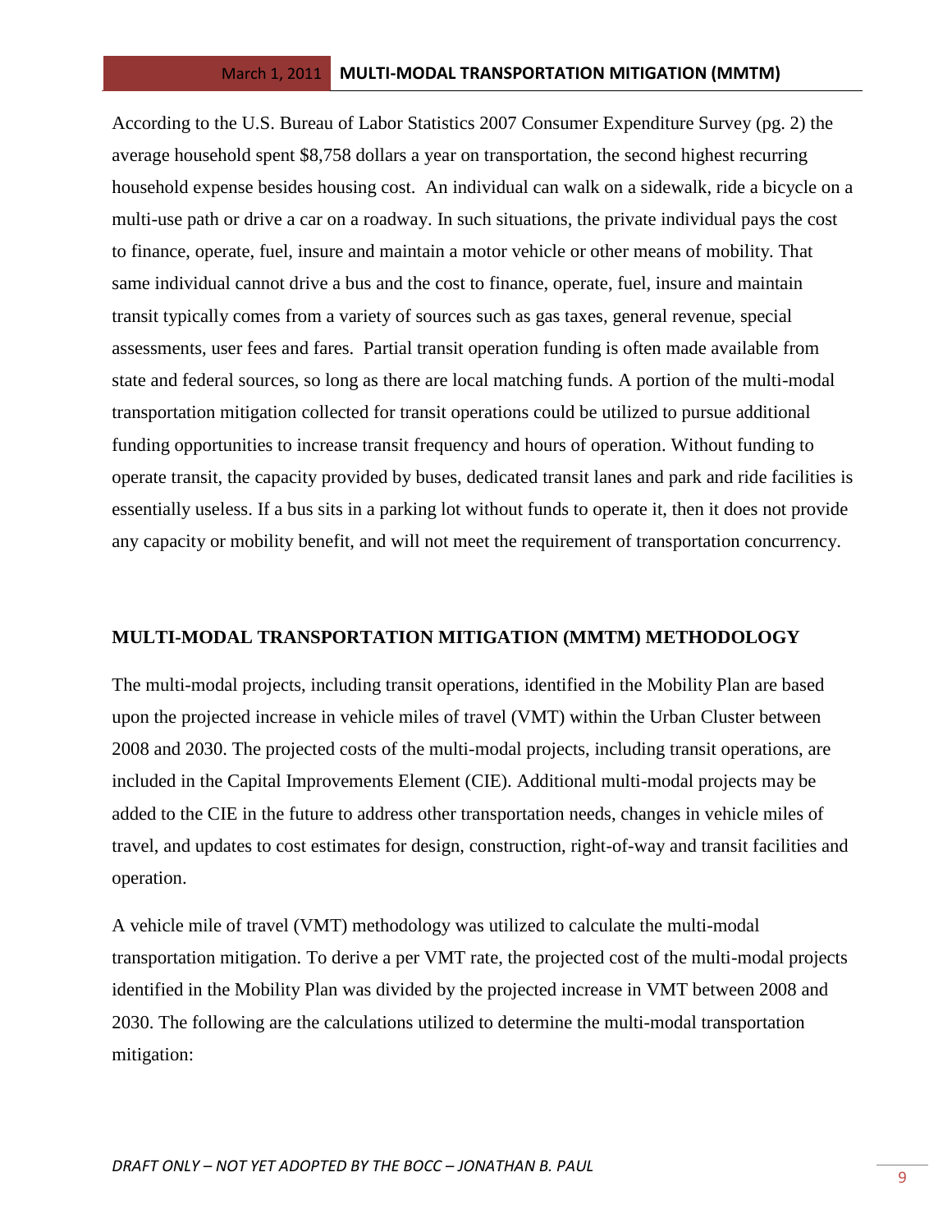According to the U.S. Bureau of Labor Statistics 2007 Consumer Expenditure Survey (pg. 2) the average household spent $8,758 dollars a year on transportation, the second highest recurring household expense besides housing cost. An individual can walk on a sidewalk, ride a bicycle on a multi-use path or drive a car on a roadway. In such situations, the private individual pays the cost to finance, operate, fuel, insure and maintain a motor vehicle or other means of mobility. That same individual cannot drive a bus and the cost to finance, operate, fuel, insure and maintain transit typically comes from a variety of sources such as gas taxes, general revenue, special assessments, user fees and fares. Partial transit operation funding is often made available from state and federal sources, so long as there are local matching funds. A portion of the multi-modal transportation mitigation collected for transit operations could be utilized to pursue additional funding opportunities to increase transit frequency and hours of operation. Without funding to operate transit, the capacity provided by buses, dedicated transit lanes and park and ride facilities is essentially useless. If a bus sits in a parking lot without funds to operate it, then it does not provide any capacity or mobility benefit, and will not meet the requirement of transportation concurrency.

## MULTI-MODAL TRANSPORTATION MITIGATION (MMTM) METHODOLOGY

The multi-modal projects, including transit operations, identified in the Mobility Plan are based upon the projected increase in vehicle miles of travel (VMT) within the Urban Cluster between 2008 and 2030. The projected costs of the multi-modal projects, including transit operations, are included in the Capital Improvements Element (CIE). Additional multi-modal projects may be added to the CIE in the future to address other transportation needs, changes in vehicle miles of travel, and updates to cost estimates for design, construction, right-of-way and transit facilities and operation.

A vehicle mile of travel (VMT) methodology was utilized to calculate the multi-modal transportation mitigation. To derive a per VMT rate, the projected cost of the multi-modal projects identified in the Mobility Plan was divided by the projected increase in VMT between 2008 and 2030. The following are the calculations utilized to determine the multi-modal transportation mitigation: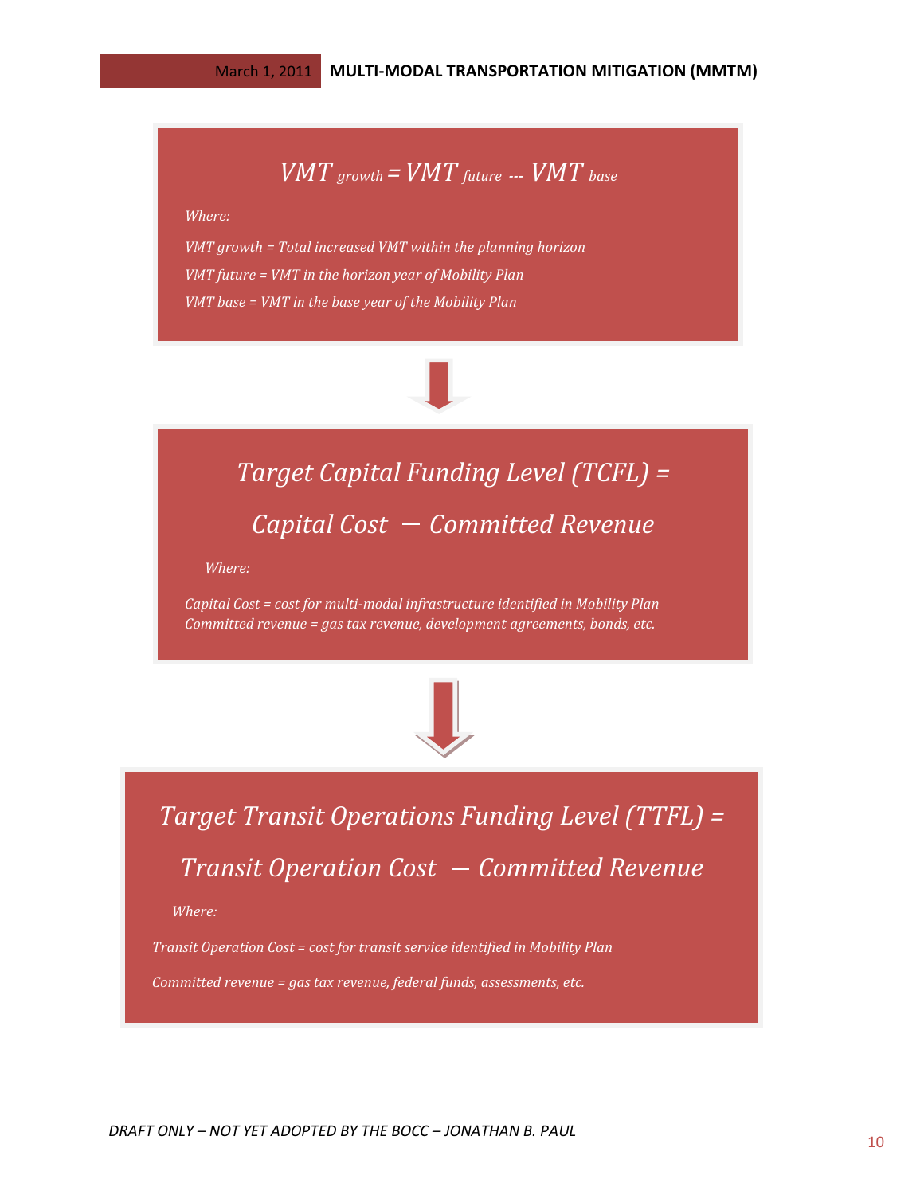$$VMT_{growth} = VMT_{future} - VMT_{base}$$

*Where:*

*VMT growth = Total increased VMT within the planning horizon*

*VMT future = VMT in the horizon year of Mobility Plan*

*VMT base = VMT in the base year of the Mobility Plan*

$$\text{Target Capital Funding Level (TCFL)} = \text{Capital Cost} - \text{Committed Revenue}$$

*Where:*

*Capital Cost = cost for multi-modal infrastructure identified in Mobility Plan*
*Committed revenue = gas tax revenue, development agreements, bonds, etc.*

$$\text{Target Transit Operations Funding Level (TTFL)} = \text{Transit Operation Cost} - \text{Committed Revenue}$$

*Where:*

*Transit Operation Cost = cost for transit service identified in Mobility Plan*

*Committed revenue = gas tax revenue, federal funds, assessments, etc.*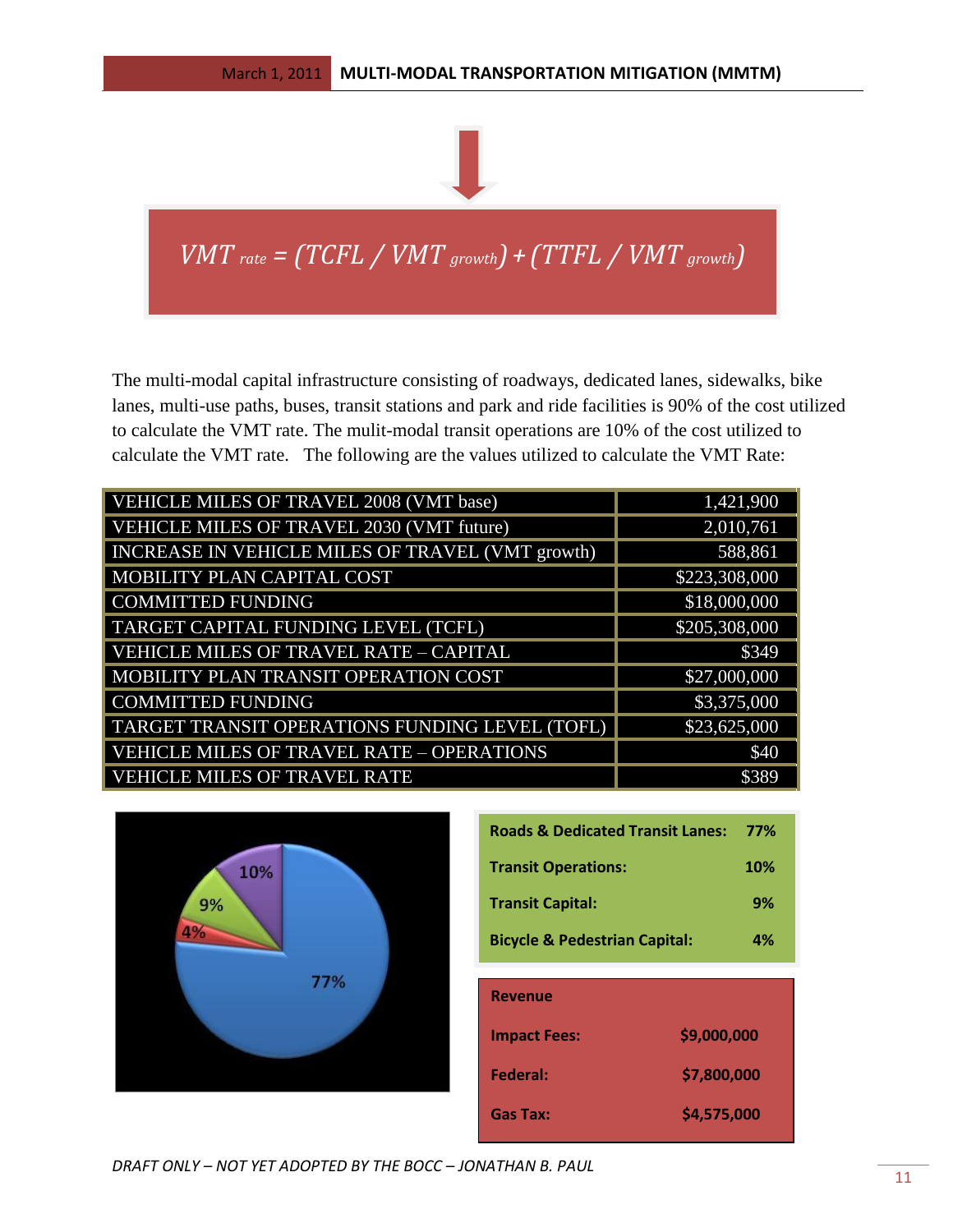$$VMT_{rate} = (TCFL / VMT_{growth}) + (TTFL / VMT_{growth})$$

The multi-modal capital infrastructure consisting of roadways, dedicated lanes, sidewalks, bike lanes, multi-use paths, buses, transit stations and park and ride facilities is 90% of the cost utilized to calculate the VMT rate. The mulit-modal transit operations are 10% of the cost utilized to calculate the VMT rate. The following are the values utilized to calculate the VMT Rate:

| | |
|---|---:|
| VEHICLE MILES OF TRAVEL 2008 (VMT base) | 1,421,900 |
| VEHICLE MILES OF TRAVEL 2030 (VMT future) | 2,010,761 |
| INCREASE IN VEHICLE MILES OF TRAVEL (VMT growth) | 588,861 |
| MOBILITY PLAN CAPITAL COST | $223,308,000 |
| COMMITTED FUNDING | $18,000,000 |
| TARGET CAPITAL FUNDING LEVEL (TCFL) | $205,308,000 |
| VEHICLE MILES OF TRAVEL RATE – CAPITAL | $349 |
| MOBILITY PLAN TRANSIT OPERATION COST | $27,000,000 |
| COMMITTED FUNDING | $3,375,000 |
| TARGET TRANSIT OPERATIONS FUNDING LEVEL (TOFL) | $23,625,000 |
| VEHICLE MILES OF TRAVEL RATE – OPERATIONS | $40 |
| VEHICLE MILES OF TRAVEL RATE | $389 |

| | |
|---|---:|
| **Roads & Dedicated Transit Lanes:** | **77%** |
| **Transit Operations:** | **10%** |
| **Transit Capital:** | **9%** |
| **Bicycle & Pedestrian Capital:** | **4%** |

| **Revenue** | |
|---|---:|
| **Impact Fees:** | **$9,000,000** |
| **Federal:** | **$7,800,000** |
| **Gas Tax:** | **$4,575,000** |

*DRAFT ONLY – NOT YET ADOPTED BY THE BOCC – JONATHAN B. PAUL*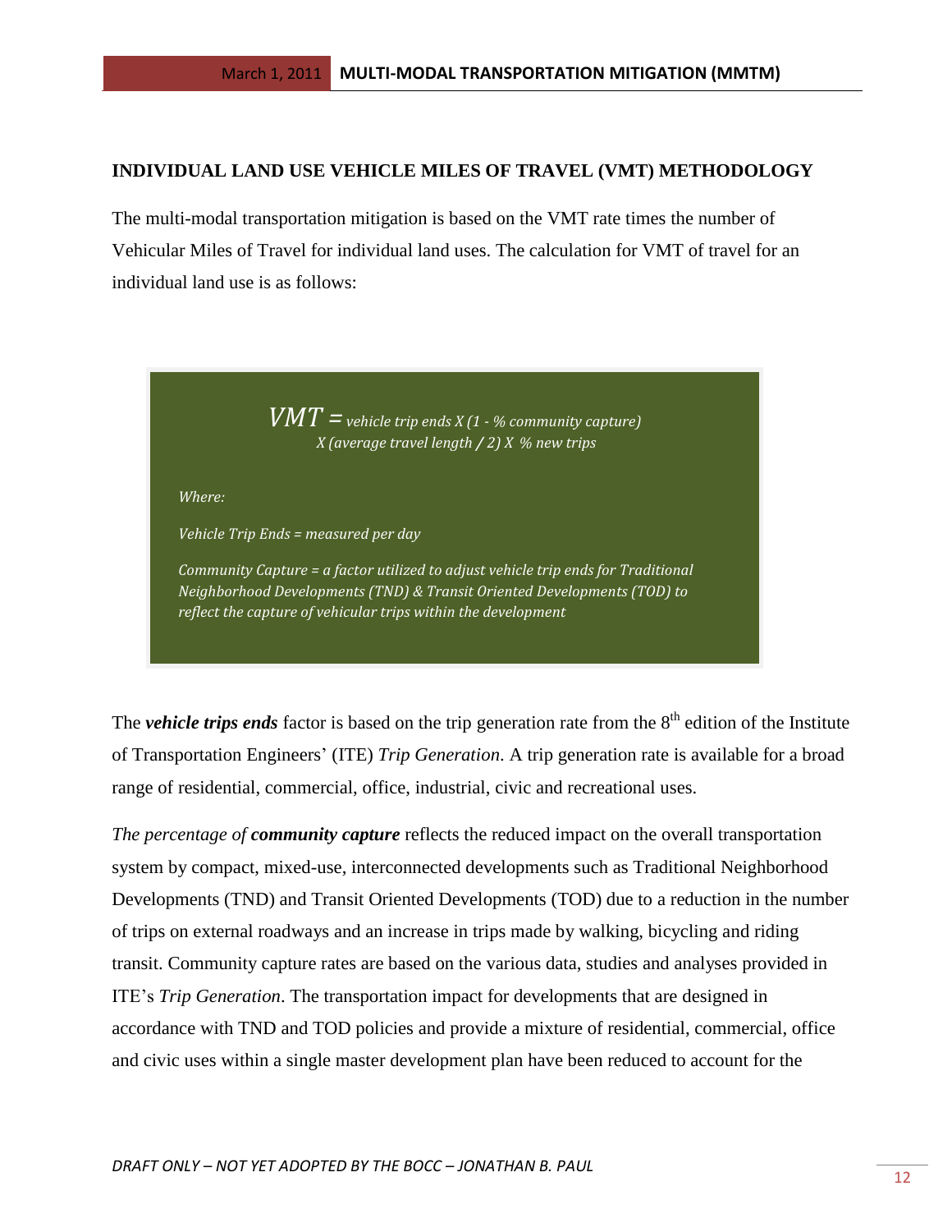## INDIVIDUAL LAND USE VEHICLE MILES OF TRAVEL (VMT) METHODOLOGY

The multi-modal transportation mitigation is based on the VMT rate times the number of Vehicular Miles of Travel for individual land uses. The calculation for VMT of travel for an individual land use is as follows:

> *VMT = vehicle trip ends X (1 - % community capture) X (average travel length / 2) X % new trips*
>
> *Where:*
>
> *Vehicle Trip Ends = measured per day*
>
> *Community Capture = a factor utilized to adjust vehicle trip ends for Traditional Neighborhood Developments (TND) & Transit Oriented Developments (TOD) to reflect the capture of vehicular trips within the development*

The ***vehicle trips ends*** factor is based on the trip generation rate from the 8th edition of the Institute of Transportation Engineers' (ITE) *Trip Generation*. A trip generation rate is available for a broad range of residential, commercial, office, industrial, civic and recreational uses.

*The percentage of* ***community capture*** reflects the reduced impact on the overall transportation system by compact, mixed-use, interconnected developments such as Traditional Neighborhood Developments (TND) and Transit Oriented Developments (TOD) due to a reduction in the number of trips on external roadways and an increase in trips made by walking, bicycling and riding transit. Community capture rates are based on the various data, studies and analyses provided in ITE's *Trip Generation*. The transportation impact for developments that are designed in accordance with TND and TOD policies and provide a mixture of residential, commercial, office and civic uses within a single master development plan have been reduced to account for the

*DRAFT ONLY – NOT YET ADOPTED BY THE BOCC – JONATHAN B. PAUL*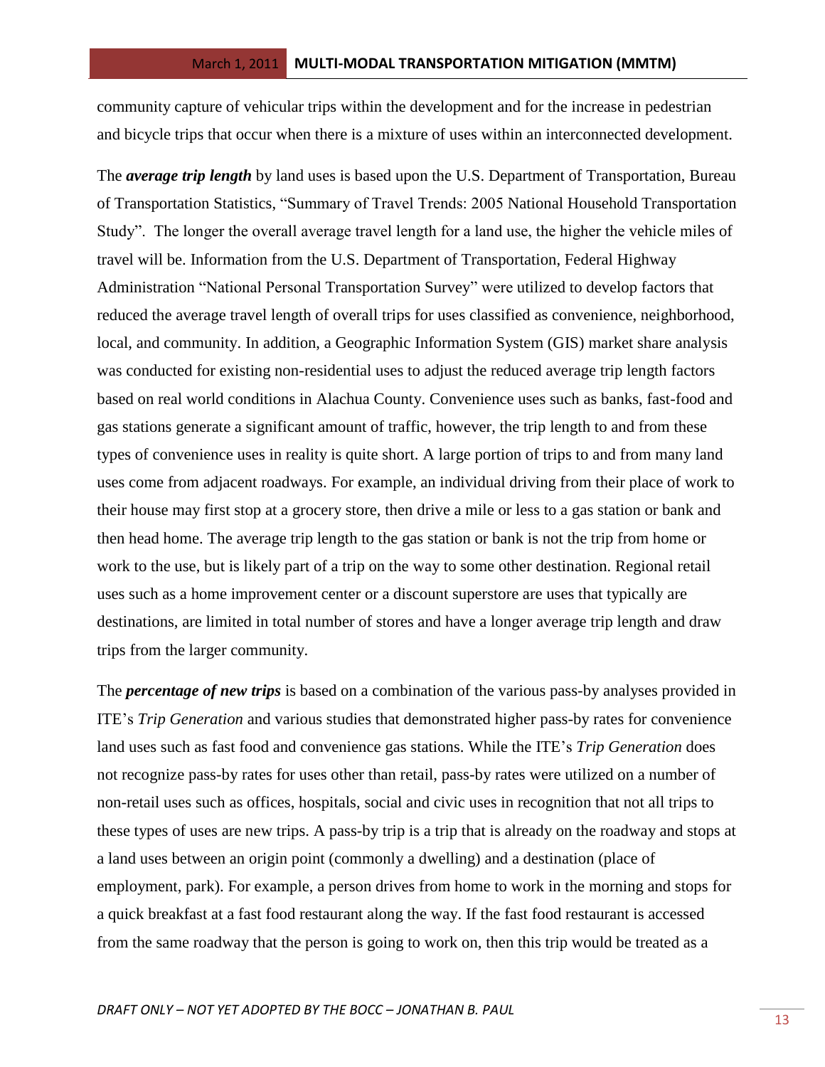community capture of vehicular trips within the development and for the increase in pedestrian and bicycle trips that occur when there is a mixture of uses within an interconnected development.

The ***average trip length*** by land uses is based upon the U.S. Department of Transportation, Bureau of Transportation Statistics, "Summary of Travel Trends: 2005 National Household Transportation Study". The longer the overall average travel length for a land use, the higher the vehicle miles of travel will be. Information from the U.S. Department of Transportation, Federal Highway Administration "National Personal Transportation Survey" were utilized to develop factors that reduced the average travel length of overall trips for uses classified as convenience, neighborhood, local, and community. In addition, a Geographic Information System (GIS) market share analysis was conducted for existing non-residential uses to adjust the reduced average trip length factors based on real world conditions in Alachua County. Convenience uses such as banks, fast-food and gas stations generate a significant amount of traffic, however, the trip length to and from these types of convenience uses in reality is quite short. A large portion of trips to and from many land uses come from adjacent roadways. For example, an individual driving from their place of work to their house may first stop at a grocery store, then drive a mile or less to a gas station or bank and then head home. The average trip length to the gas station or bank is not the trip from home or work to the use, but is likely part of a trip on the way to some other destination. Regional retail uses such as a home improvement center or a discount superstore are uses that typically are destinations, are limited in total number of stores and have a longer average trip length and draw trips from the larger community.

The ***percentage of new trips*** is based on a combination of the various pass-by analyses provided in ITE's *Trip Generation* and various studies that demonstrated higher pass-by rates for convenience land uses such as fast food and convenience gas stations. While the ITE's *Trip Generation* does not recognize pass-by rates for uses other than retail, pass-by rates were utilized on a number of non-retail uses such as offices, hospitals, social and civic uses in recognition that not all trips to these types of uses are new trips. A pass-by trip is a trip that is already on the roadway and stops at a land uses between an origin point (commonly a dwelling) and a destination (place of employment, park). For example, a person drives from home to work in the morning and stops for a quick breakfast at a fast food restaurant along the way. If the fast food restaurant is accessed from the same roadway that the person is going to work on, then this trip would be treated as a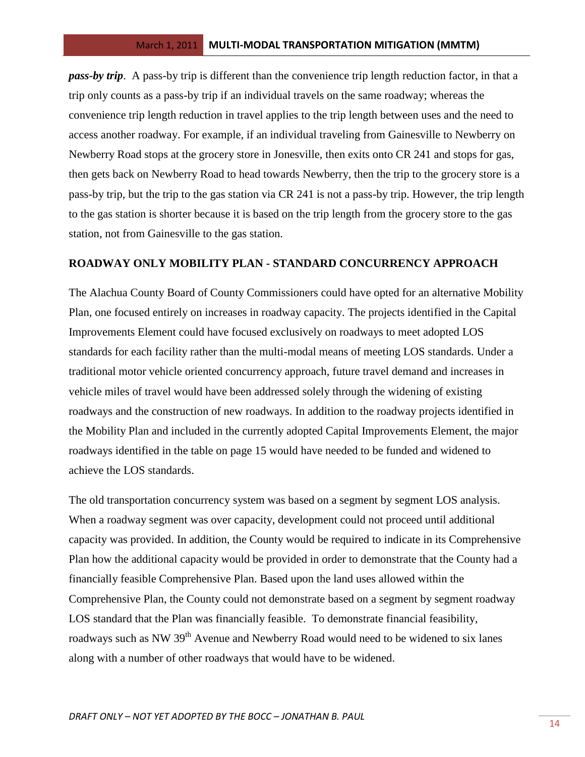***pass-by trip***. A pass-by trip is different than the convenience trip length reduction factor, in that a trip only counts as a pass-by trip if an individual travels on the same roadway; whereas the convenience trip length reduction in travel applies to the trip length between uses and the need to access another roadway. For example, if an individual traveling from Gainesville to Newberry on Newberry Road stops at the grocery store in Jonesville, then exits onto CR 241 and stops for gas, then gets back on Newberry Road to head towards Newberry, then the trip to the grocery store is a pass-by trip, but the trip to the gas station via CR 241 is not a pass-by trip. However, the trip length to the gas station is shorter because it is based on the trip length from the grocery store to the gas station, not from Gainesville to the gas station.

## ROADWAY ONLY MOBILITY PLAN - STANDARD CONCURRENCY APPROACH

The Alachua County Board of County Commissioners could have opted for an alternative Mobility Plan, one focused entirely on increases in roadway capacity. The projects identified in the Capital Improvements Element could have focused exclusively on roadways to meet adopted LOS standards for each facility rather than the multi-modal means of meeting LOS standards. Under a traditional motor vehicle oriented concurrency approach, future travel demand and increases in vehicle miles of travel would have been addressed solely through the widening of existing roadways and the construction of new roadways. In addition to the roadway projects identified in the Mobility Plan and included in the currently adopted Capital Improvements Element, the major roadways identified in the table on page 15 would have needed to be funded and widened to achieve the LOS standards.

The old transportation concurrency system was based on a segment by segment LOS analysis. When a roadway segment was over capacity, development could not proceed until additional capacity was provided. In addition, the County would be required to indicate in its Comprehensive Plan how the additional capacity would be provided in order to demonstrate that the County had a financially feasible Comprehensive Plan. Based upon the land uses allowed within the Comprehensive Plan, the County could not demonstrate based on a segment by segment roadway LOS standard that the Plan was financially feasible. To demonstrate financial feasibility, roadways such as NW 39th Avenue and Newberry Road would need to be widened to six lanes along with a number of other roadways that would have to be widened.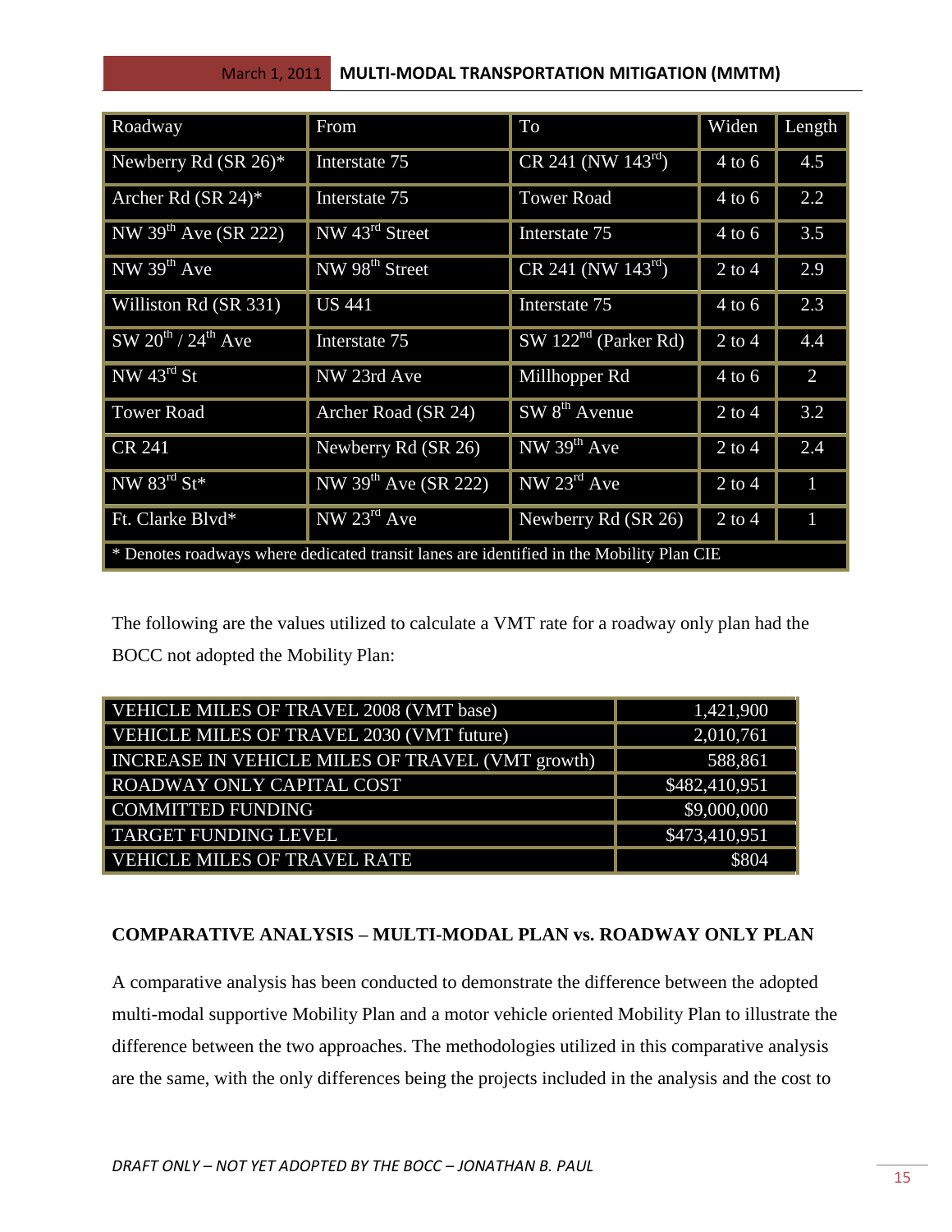| Roadway | From | To | Widen | Length |
|---|---|---|---|---|
| Newberry Rd (SR 26)* | Interstate 75 | CR 241 (NW 143rd) | 4 to 6 | 4.5 |
| Archer Rd (SR 24)* | Interstate 75 | Tower Road | 4 to 6 | 2.2 |
| NW 39th Ave (SR 222) | NW 43rd Street | Interstate 75 | 4 to 6 | 3.5 |
| NW 39th Ave | NW 98th Street | CR 241 (NW 143rd) | 2 to 4 | 2.9 |
| Williston Rd (SR 331) | US 441 | Interstate 75 | 4 to 6 | 2.3 |
| SW 20th / 24th Ave | Interstate 75 | SW 122nd (Parker Rd) | 2 to 4 | 4.4 |
| NW 43rd St | NW 23rd Ave | Millhopper Rd | 4 to 6 | 2 |
| Tower Road | Archer Road (SR 24) | SW 8th Avenue | 2 to 4 | 3.2 |
| CR 241 | Newberry Rd (SR 26) | NW 39th Ave | 2 to 4 | 2.4 |
| NW 83rd St* | NW 39th Ave (SR 222) | NW 23rd Ave | 2 to 4 | 1 |
| Ft. Clarke Blvd* | NW 23rd Ave | Newberry Rd (SR 26) | 2 to 4 | 1 |
| * Denotes roadways where dedicated transit lanes are identified in the Mobility Plan CIE | | | | |

The following are the values utilized to calculate a VMT rate for a roadway only plan had the BOCC not adopted the Mobility Plan:

| | |
|---|---|
| VEHICLE MILES OF TRAVEL 2008 (VMT base) | 1,421,900 |
| VEHICLE MILES OF TRAVEL 2030 (VMT future) | 2,010,761 |
| INCREASE IN VEHICLE MILES OF TRAVEL (VMT growth) | 588,861 |
| ROADWAY ONLY CAPITAL COST | $482,410,951 |
| COMMITTED FUNDING | $9,000,000 |
| TARGET FUNDING LEVEL | $473,410,951 |
| VEHICLE MILES OF TRAVEL RATE | $804 |

**COMPARATIVE ANALYSIS – MULTI-MODAL PLAN vs. ROADWAY ONLY PLAN**

A comparative analysis has been conducted to demonstrate the difference between the adopted multi-modal supportive Mobility Plan and a motor vehicle oriented Mobility Plan to illustrate the difference between the two approaches. The methodologies utilized in this comparative analysis are the same, with the only differences being the projects included in the analysis and the cost to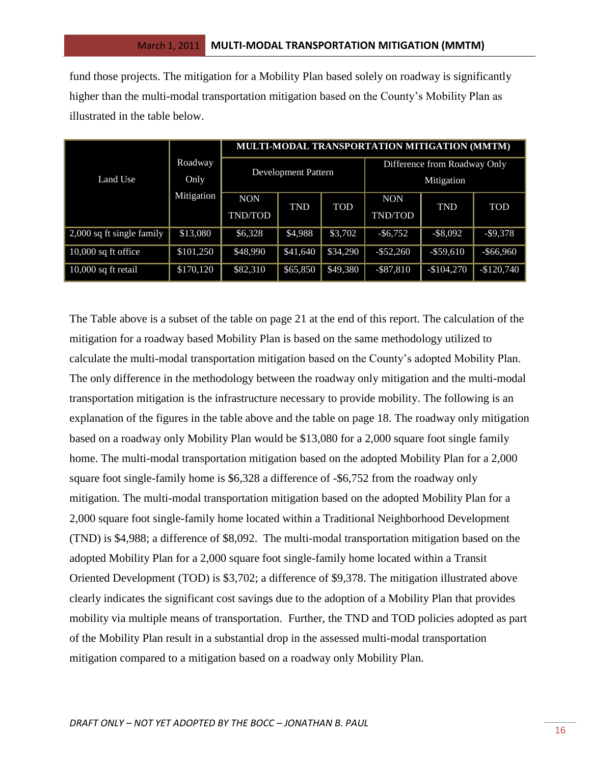fund those projects. The mitigation for a Mobility Plan based solely on roadway is significantly higher than the multi-modal transportation mitigation based on the County's Mobility Plan as illustrated in the table below.

| Land Use | Roadway Only Mitigation | MULTI-MODAL TRANSPORTATION MITIGATION (MMTM) | | | | | |
|---|---|---|---|---|---|---|---|
| | | Development Pattern | | | Difference from Roadway Only Mitigation | | |
| | | NON TND/TOD | TND | TOD | NON TND/TOD | TND | TOD |
| 2,000 sq ft single family | $13,080 | $6,328 | $4,988 | $3,702 | -$6,752 | -$8,092 | -$9,378 |
| 10,000 sq ft office | $101,250 | $48,990 | $41,640 | $34,290 | -$52,260 | -$59,610 | -$66,960 |
| 10,000 sq ft retail | $170,120 | $82,310 | $65,850 | $49,380 | -$87,810 | -$104,270 | -$120,740 |

The Table above is a subset of the table on page 21 at the end of this report. The calculation of the mitigation for a roadway based Mobility Plan is based on the same methodology utilized to calculate the multi-modal transportation mitigation based on the County's adopted Mobility Plan. The only difference in the methodology between the roadway only mitigation and the multi-modal transportation mitigation is the infrastructure necessary to provide mobility. The following is an explanation of the figures in the table above and the table on page 18. The roadway only mitigation based on a roadway only Mobility Plan would be $13,080 for a 2,000 square foot single family home. The multi-modal transportation mitigation based on the adopted Mobility Plan for a 2,000 square foot single-family home is $6,328 a difference of -$6,752 from the roadway only mitigation. The multi-modal transportation mitigation based on the adopted Mobility Plan for a 2,000 square foot single-family home located within a Traditional Neighborhood Development (TND) is $4,988; a difference of $8,092. The multi-modal transportation mitigation based on the adopted Mobility Plan for a 2,000 square foot single-family home located within a Transit Oriented Development (TOD) is $3,702; a difference of $9,378. The mitigation illustrated above clearly indicates the significant cost savings due to the adoption of a Mobility Plan that provides mobility via multiple means of transportation. Further, the TND and TOD policies adopted as part of the Mobility Plan result in a substantial drop in the assessed multi-modal transportation mitigation compared to a mitigation based on a roadway only Mobility Plan.

*DRAFT ONLY – NOT YET ADOPTED BY THE BOCC – JONATHAN B. PAUL*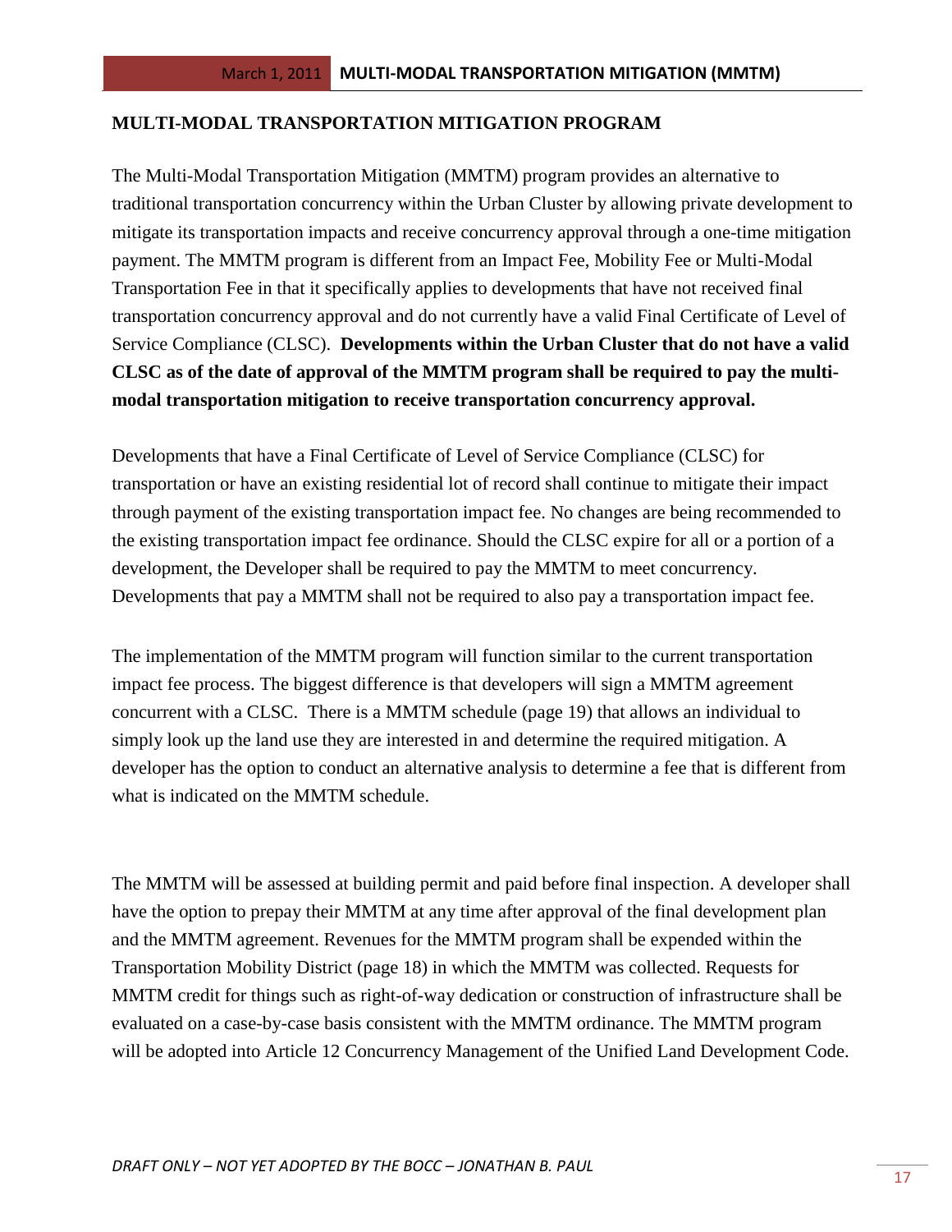**MULTI-MODAL TRANSPORTATION MITIGATION PROGRAM**

The Multi-Modal Transportation Mitigation (MMTM) program provides an alternative to traditional transportation concurrency within the Urban Cluster by allowing private development to mitigate its transportation impacts and receive concurrency approval through a one-time mitigation payment. The MMTM program is different from an Impact Fee, Mobility Fee or Multi-Modal Transportation Fee in that it specifically applies to developments that have not received final transportation concurrency approval and do not currently have a valid Final Certificate of Level of Service Compliance (CLSC). **Developments within the Urban Cluster that do not have a valid CLSC as of the date of approval of the MMTM program shall be required to pay the multi-modal transportation mitigation to receive transportation concurrency approval.**

Developments that have a Final Certificate of Level of Service Compliance (CLSC) for transportation or have an existing residential lot of record shall continue to mitigate their impact through payment of the existing transportation impact fee. No changes are being recommended to the existing transportation impact fee ordinance. Should the CLSC expire for all or a portion of a development, the Developer shall be required to pay the MMTM to meet concurrency. Developments that pay a MMTM shall not be required to also pay a transportation impact fee.

The implementation of the MMTM program will function similar to the current transportation impact fee process. The biggest difference is that developers will sign a MMTM agreement concurrent with a CLSC. There is a MMTM schedule (page 19) that allows an individual to simply look up the land use they are interested in and determine the required mitigation. A developer has the option to conduct an alternative analysis to determine a fee that is different from what is indicated on the MMTM schedule.

The MMTM will be assessed at building permit and paid before final inspection. A developer shall have the option to prepay their MMTM at any time after approval of the final development plan and the MMTM agreement. Revenues for the MMTM program shall be expended within the Transportation Mobility District (page 18) in which the MMTM was collected. Requests for MMTM credit for things such as right-of-way dedication or construction of infrastructure shall be evaluated on a case-by-case basis consistent with the MMTM ordinance. The MMTM program will be adopted into Article 12 Concurrency Management of the Unified Land Development Code.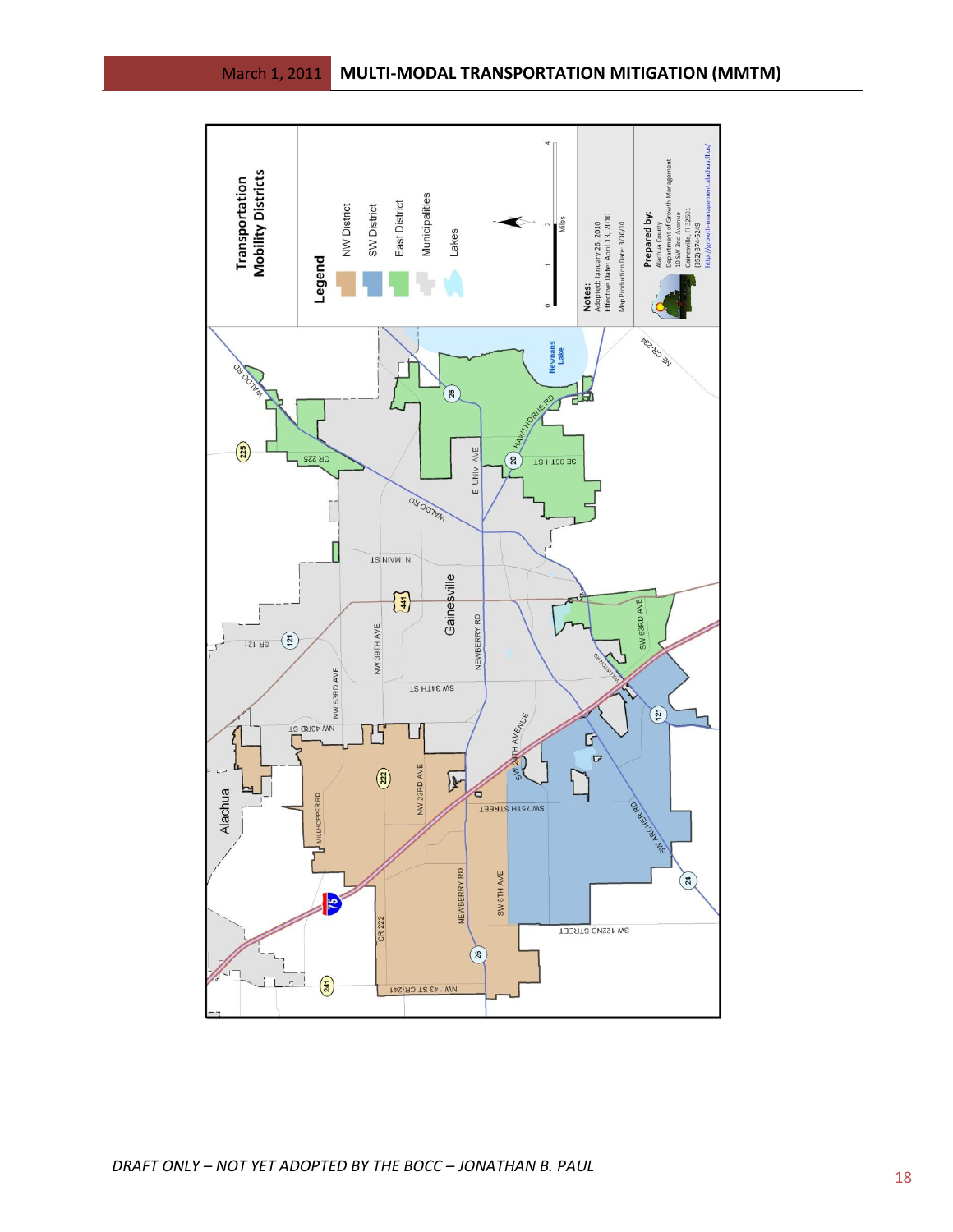**Transportation Mobility Districts**

**Legend**

- NW District
- SW District
- East District
- Municipalities
- Lakes

0 1 2 4 Miles

**Notes:**
Adopted: January 26, 2010
Effective Date: April 13, 2010
Map Production Date: 3/30/10

**Prepared by:**
Alachua County
Department of Growth Management
10 SW 2nd Avenue
Gainesville, Fl 32601
(352) 374-5249
http://growth-management.alachua.fl.us/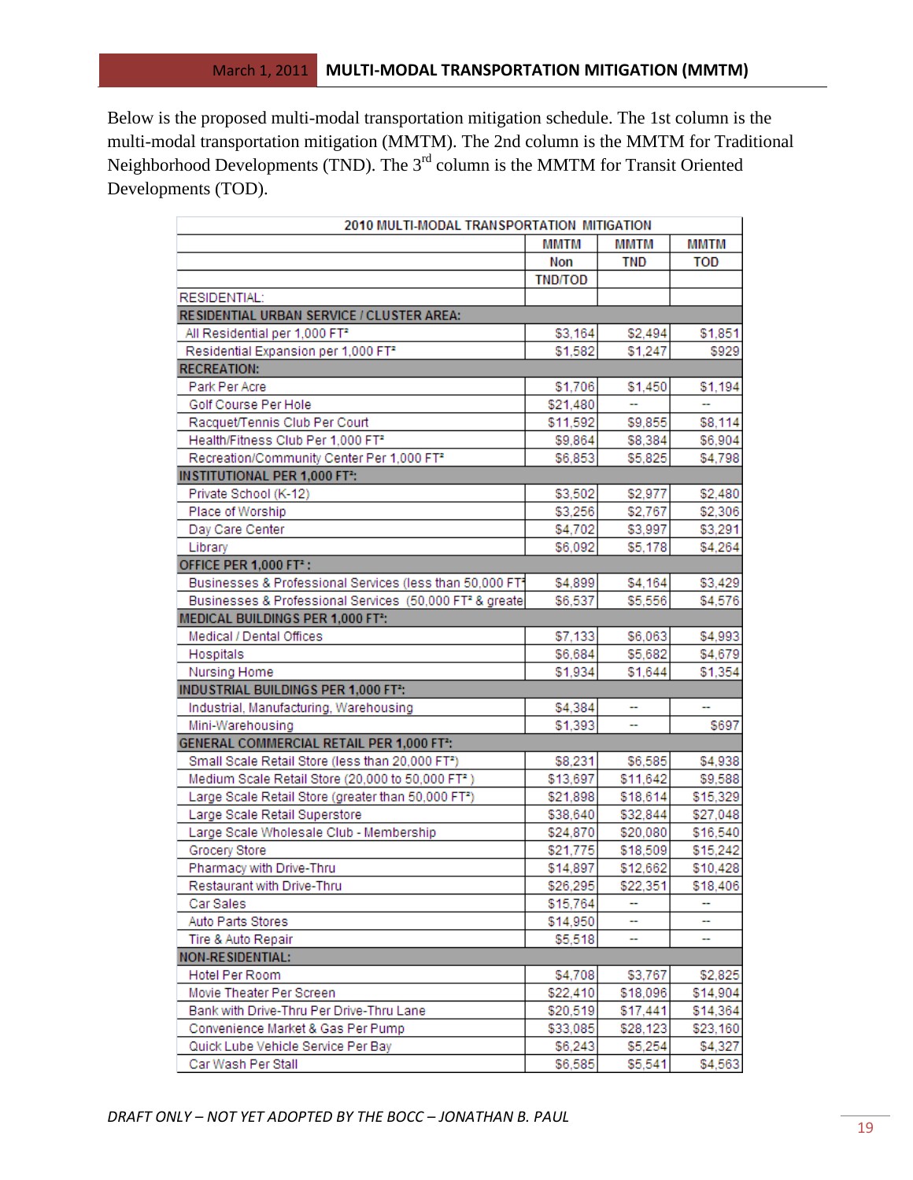Below is the proposed multi-modal transportation mitigation schedule. The 1st column is the multi-modal transportation mitigation (MMTM). The 2nd column is the MMTM for Traditional Neighborhood Developments (TND). The 3rd column is the MMTM for Transit Oriented Developments (TOD).

| 2010 MULTI-MODAL TRANSPORTATION MITIGATION | | | |
|---|---|---|---|
| | MMTM Non TND/TOD | MMTM TND | MMTM TOD |
| RESIDENTIAL: | | | |
| **RESIDENTIAL URBAN SERVICE / CLUSTER AREA:** | | | |
| All Residential per 1,000 FT² | $3,164 | $2,494 | $1,851 |
| Residential Expansion per 1,000 FT² | $1,582 | $1,247 | $929 |
| **RECREATION:** | | | |
| Park Per Acre | $1,706 | $1,450 | $1,194 |
| Golf Course Per Hole | $21,480 | -- | -- |
| Racquet/Tennis Club Per Court | $11,592 | $9,855 | $8,114 |
| Health/Fitness Club Per 1,000 FT² | $9,864 | $8,384 | $6,904 |
| Recreation/Community Center Per 1,000 FT² | $6,853 | $5,825 | $4,798 |
| **INSTITUTIONAL PER 1,000 FT²:** | | | |
| Private School (K-12) | $3,502 | $2,977 | $2,480 |
| Place of Worship | $3,256 | $2,767 | $2,306 |
| Day Care Center | $4,702 | $3,997 | $3,291 |
| Library | $6,092 | $5,178 | $4,264 |
| **OFFICE PER 1,000 FT²:** | | | |
| Businesses & Professional Services (less than 50,000 FT² | $4,899 | $4,164 | $3,429 |
| Businesses & Professional Services (50,000 FT² & greate | $6,537 | $5,556 | $4,576 |
| **MEDICAL BUILDINGS PER 1,000 FT²:** | | | |
| Medical / Dental Offices | $7,133 | $6,063 | $4,993 |
| Hospitals | $6,684 | $5,682 | $4,679 |
| Nursing Home | $1,934 | $1,644 | $1,354 |
| **INDUSTRIAL BUILDINGS PER 1,000 FT²:** | | | |
| Industrial, Manufacturing, Warehousing | $4,384 | -- | -- |
| Mini-Warehousing | $1,393 | -- | $697 |
| **GENERAL COMMERCIAL RETAIL PER 1,000 FT²:** | | | |
| Small Scale Retail Store (less than 20,000 FT²) | $8,231 | $6,585 | $4,938 |
| Medium Scale Retail Store (20,000 to 50,000 FT²) | $13,697 | $11,642 | $9,588 |
| Large Scale Retail Store (greater than 50,000 FT²) | $21,898 | $18,614 | $15,329 |
| Large Scale Retail Superstore | $38,640 | $32,844 | $27,048 |
| Large Scale Wholesale Club - Membership | $24,870 | $20,080 | $16,540 |
| Grocery Store | $21,775 | $18,509 | $15,242 |
| Pharmacy with Drive-Thru | $14,897 | $12,662 | $10,428 |
| Restaurant with Drive-Thru | $26,295 | $22,351 | $18,406 |
| Car Sales | $15,764 | -- | -- |
| Auto Parts Stores | $14,950 | -- | -- |
| Tire & Auto Repair | $5,518 | -- | -- |
| **NON-RESIDENTIAL:** | | | |
| Hotel Per Room | $4,708 | $3,767 | $2,825 |
| Movie Theater Per Screen | $22,410 | $18,096 | $14,904 |
| Bank with Drive-Thru Per Drive-Thru Lane | $20,519 | $17,441 | $14,364 |
| Convenience Market & Gas Per Pump | $33,085 | $28,123 | $23,160 |
| Quick Lube Vehicle Service Per Bay | $6,243 | $5,254 | $4,327 |
| Car Wash Per Stall | $6,585 | $5,541 | $4,563 |

*DRAFT ONLY – NOT YET ADOPTED BY THE BOCC – JONATHAN B. PAUL*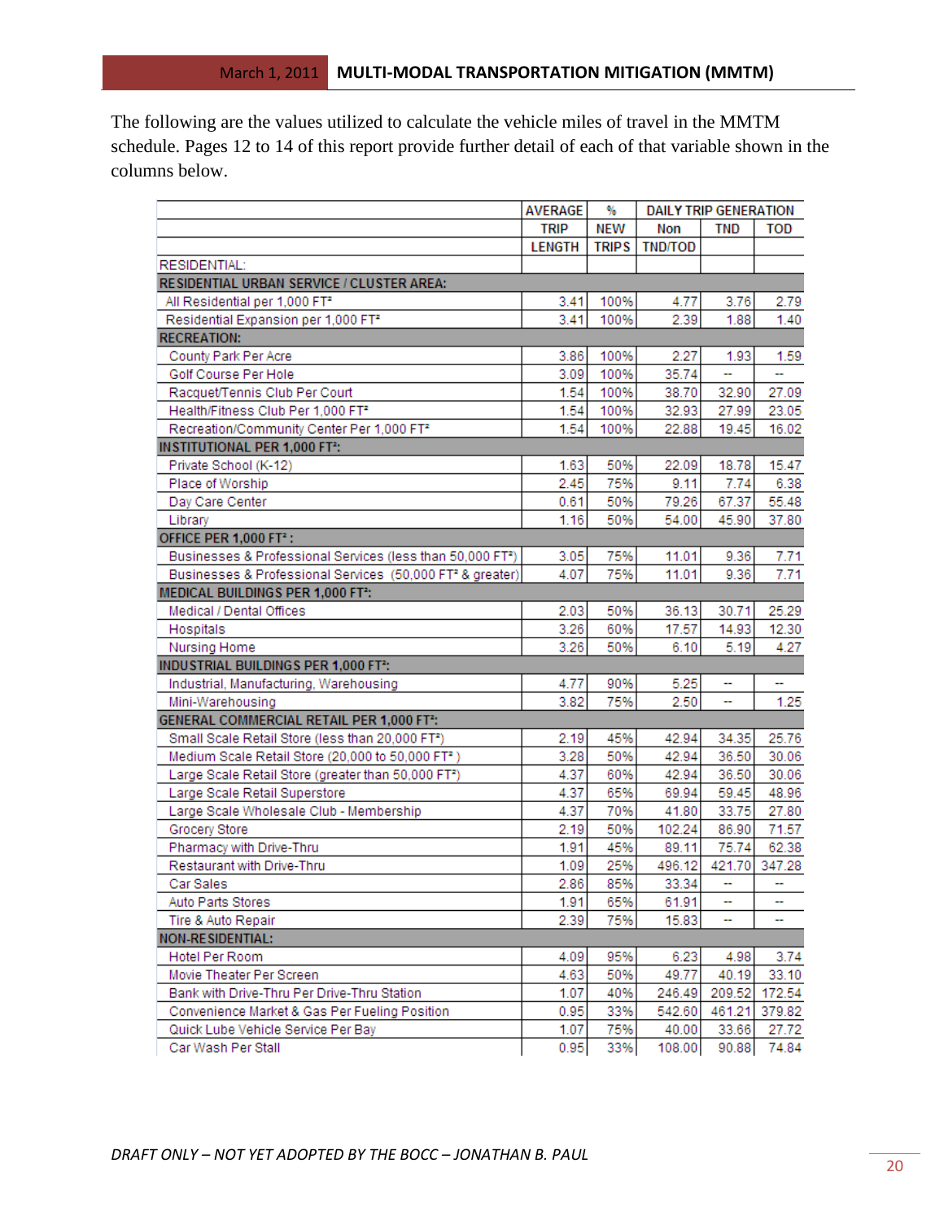The following are the values utilized to calculate the vehicle miles of travel in the MMTM schedule. Pages 12 to 14 of this report provide further detail of each of that variable shown in the columns below.

| | AVERAGE TRIP LENGTH | % NEW TRIPS | DAILY TRIP GENERATION Non TND/TOD | TND | TOD |
|---|---|---|---|---|---|
| RESIDENTIAL: | | | | | |
| **RESIDENTIAL URBAN SERVICE / CLUSTER AREA:** | | | | | |
| All Residential per 1,000 FT² | 3.41 | 100% | 4.77 | 3.76 | 2.79 |
| Residential Expansion per 1,000 FT² | 3.41 | 100% | 2.39 | 1.88 | 1.40 |
| **RECREATION:** | | | | | |
| County Park Per Acre | 3.86 | 100% | 2.27 | 1.93 | 1.59 |
| Golf Course Per Hole | 3.09 | 100% | 35.74 | -- | -- |
| Racquet/Tennis Club Per Court | 1.54 | 100% | 38.70 | 32.90 | 27.09 |
| Health/Fitness Club Per 1,000 FT² | 1.54 | 100% | 32.93 | 27.99 | 23.05 |
| Recreation/Community Center Per 1,000 FT² | 1.54 | 100% | 22.88 | 19.45 | 16.02 |
| **INSTITUTIONAL PER 1,000 FT²:** | | | | | |
| Private School (K-12) | 1.63 | 50% | 22.09 | 18.78 | 15.47 |
| Place of Worship | 2.45 | 75% | 9.11 | 7.74 | 6.38 |
| Day Care Center | 0.61 | 50% | 79.26 | 67.37 | 55.48 |
| Library | 1.16 | 50% | 54.00 | 45.90 | 37.80 |
| **OFFICE PER 1,000 FT²:** | | | | | |
| Businesses & Professional Services (less than 50,000 FT²) | 3.05 | 75% | 11.01 | 9.36 | 7.71 |
| Businesses & Professional Services (50,000 FT² & greater) | 4.07 | 75% | 11.01 | 9.36 | 7.71 |
| **MEDICAL BUILDINGS PER 1,000 FT²:** | | | | | |
| Medical / Dental Offices | 2.03 | 50% | 36.13 | 30.71 | 25.29 |
| Hospitals | 3.26 | 60% | 17.57 | 14.93 | 12.30 |
| Nursing Home | 3.26 | 50% | 6.10 | 5.19 | 4.27 |
| **INDUSTRIAL BUILDINGS PER 1,000 FT²:** | | | | | |
| Industrial, Manufacturing, Warehousing | 4.77 | 90% | 5.25 | -- | -- |
| Mini-Warehousing | 3.82 | 75% | 2.50 | -- | 1.25 |
| **GENERAL COMMERCIAL RETAIL PER 1,000 FT²:** | | | | | |
| Small Scale Retail Store (less than 20,000 FT²) | 2.19 | 45% | 42.94 | 34.35 | 25.76 |
| Medium Scale Retail Store (20,000 to 50,000 FT²) | 3.28 | 50% | 42.94 | 36.50 | 30.06 |
| Large Scale Retail Store (greater than 50,000 FT²) | 4.37 | 60% | 42.94 | 36.50 | 30.06 |
| Large Scale Retail Superstore | 4.37 | 65% | 69.94 | 59.45 | 48.96 |
| Large Scale Wholesale Club - Membership | 4.37 | 70% | 41.80 | 33.75 | 27.80 |
| Grocery Store | 2.19 | 50% | 102.24 | 86.90 | 71.57 |
| Pharmacy with Drive-Thru | 1.91 | 45% | 89.11 | 75.74 | 62.38 |
| Restaurant with Drive-Thru | 1.09 | 25% | 496.12 | 421.70 | 347.28 |
| Car Sales | 2.86 | 85% | 33.34 | -- | -- |
| Auto Parts Stores | 1.91 | 65% | 61.91 | -- | -- |
| Tire & Auto Repair | 2.39 | 75% | 15.83 | -- | -- |
| **NON-RESIDENTIAL:** | | | | | |
| Hotel Per Room | 4.09 | 95% | 6.23 | 4.98 | 3.74 |
| Movie Theater Per Screen | 4.63 | 50% | 49.77 | 40.19 | 33.10 |
| Bank with Drive-Thru Per Drive-Thru Station | 1.07 | 40% | 246.49 | 209.52 | 172.54 |
| Convenience Market & Gas Per Fueling Position | 0.95 | 33% | 542.60 | 461.21 | 379.82 |
| Quick Lube Vehicle Service Per Bay | 1.07 | 75% | 40.00 | 33.66 | 27.72 |
| Car Wash Per Stall | 0.95 | 33% | 108.00 | 90.88 | 74.84 |

*DRAFT ONLY – NOT YET ADOPTED BY THE BOCC – JONATHAN B. PAUL*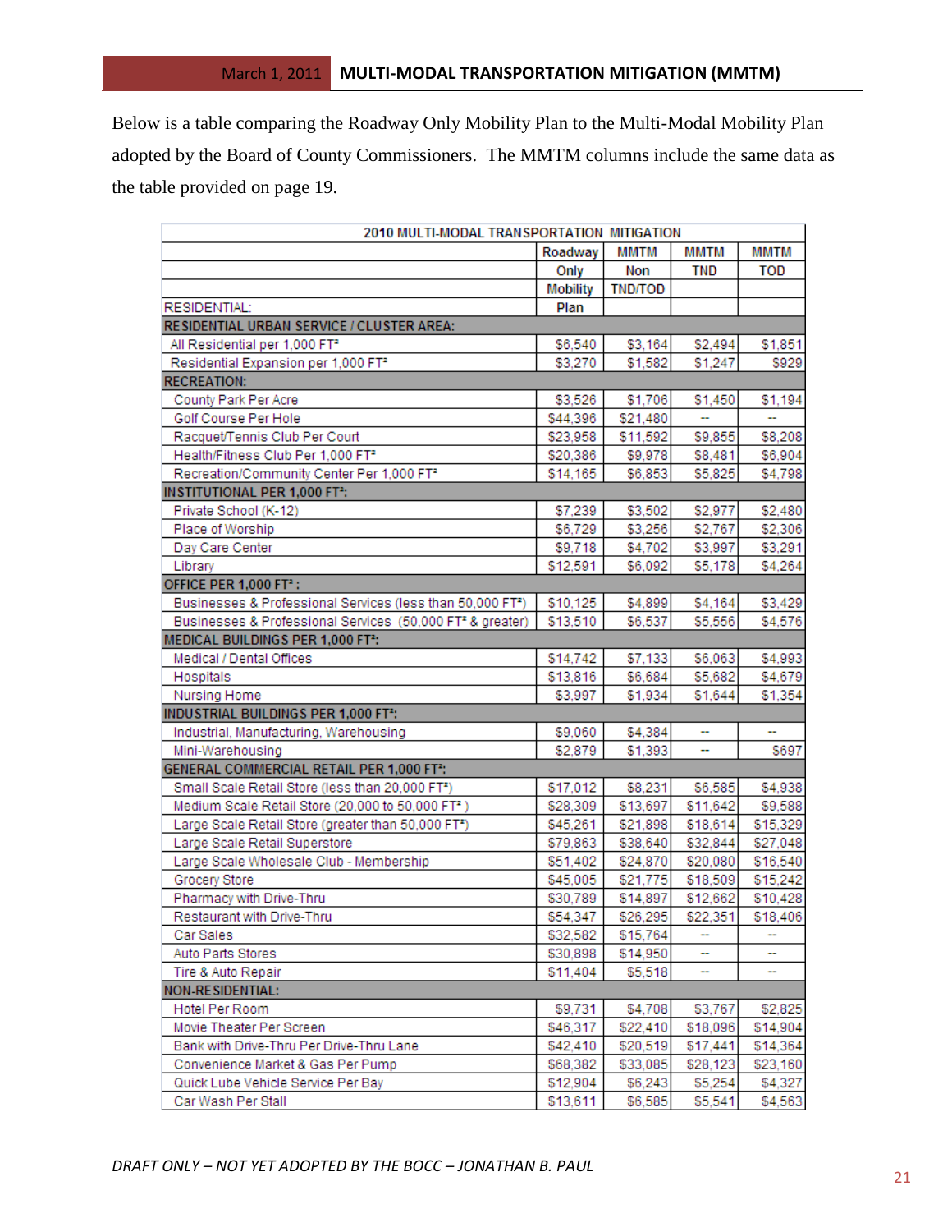Below is a table comparing the Roadway Only Mobility Plan to the Multi-Modal Mobility Plan adopted by the Board of County Commissioners. The MMTM columns include the same data as the table provided on page 19.

| 2010 MULTI-MODAL TRANSPORTATION MITIGATION | | | | |
|---|---|---|---|---|
| | Roadway Only Mobility Plan | MMTM Non TND/TOD | MMTM TND | MMTM TOD |
| RESIDENTIAL: | | | | |
| **RESIDENTIAL URBAN SERVICE / CLUSTER AREA:** | | | | |
| All Residential per 1,000 FT² | $6,540 | $3,164 | $2,494 | $1,851 |
| Residential Expansion per 1,000 FT² | $3,270 | $1,582 | $1,247 | $929 |
| **RECREATION:** | | | | |
| County Park Per Acre | $3,526 | $1,706 | $1,450 | $1,194 |
| Golf Course Per Hole | $44,396 | $21,480 | -- | -- |
| Racquet/Tennis Club Per Court | $23,958 | $11,592 | $9,855 | $8,208 |
| Health/Fitness Club Per 1,000 FT² | $20,386 | $9,978 | $8,481 | $6,904 |
| Recreation/Community Center Per 1,000 FT² | $14,165 | $6,853 | $5,825 | $4,798 |
| **INSTITUTIONAL PER 1,000 FT²:** | | | | |
| Private School (K-12) | $7,239 | $3,502 | $2,977 | $2,480 |
| Place of Worship | $6,729 | $3,256 | $2,767 | $2,306 |
| Day Care Center | $9,718 | $4,702 | $3,997 | $3,291 |
| Library | $12,591 | $6,092 | $5,178 | $4,264 |
| **OFFICE PER 1,000 FT²:** | | | | |
| Businesses & Professional Services (less than 50,000 FT²) | $10,125 | $4,899 | $4,164 | $3,429 |
| Businesses & Professional Services (50,000 FT² & greater) | $13,510 | $6,537 | $5,556 | $4,576 |
| **MEDICAL BUILDINGS PER 1,000 FT²:** | | | | |
| Medical / Dental Offices | $14,742 | $7,133 | $6,063 | $4,993 |
| Hospitals | $13,816 | $6,684 | $5,682 | $4,679 |
| Nursing Home | $3,997 | $1,934 | $1,644 | $1,354 |
| **INDUSTRIAL BUILDINGS PER 1,000 FT²:** | | | | |
| Industrial, Manufacturing, Warehousing | $9,060 | $4,384 | -- | -- |
| Mini-Warehousing | $2,879 | $1,393 | -- | $697 |
| **GENERAL COMMERCIAL RETAIL PER 1,000 FT²:** | | | | |
| Small Scale Retail Store (less than 20,000 FT²) | $17,012 | $8,231 | $6,585 | $4,938 |
| Medium Scale Retail Store (20,000 to 50,000 FT²) | $28,309 | $13,697 | $11,642 | $9,588 |
| Large Scale Retail Store (greater than 50,000 FT²) | $45,261 | $21,898 | $18,614 | $15,329 |
| Large Scale Retail Superstore | $79,863 | $38,640 | $32,844 | $27,048 |
| Large Scale Wholesale Club - Membership | $51,402 | $24,870 | $20,080 | $16,540 |
| Grocery Store | $45,005 | $21,775 | $18,509 | $15,242 |
| Pharmacy with Drive-Thru | $30,789 | $14,897 | $12,662 | $10,428 |
| Restaurant with Drive-Thru | $54,347 | $26,295 | $22,351 | $18,406 |
| Car Sales | $32,582 | $15,764 | -- | -- |
| Auto Parts Stores | $30,898 | $14,950 | -- | -- |
| Tire & Auto Repair | $11,404 | $5,518 | -- | -- |
| **NON-RESIDENTIAL:** | | | | |
| Hotel Per Room | $9,731 | $4,708 | $3,767 | $2,825 |
| Movie Theater Per Screen | $46,317 | $22,410 | $18,096 | $14,904 |
| Bank with Drive-Thru Per Drive-Thru Lane | $42,410 | $20,519 | $17,441 | $14,364 |
| Convenience Market & Gas Per Pump | $68,382 | $33,085 | $28,123 | $23,160 |
| Quick Lube Vehicle Service Per Bay | $12,904 | $6,243 | $5,254 | $4,327 |
| Car Wash Per Stall | $13,611 | $6,585 | $5,541 | $4,563 |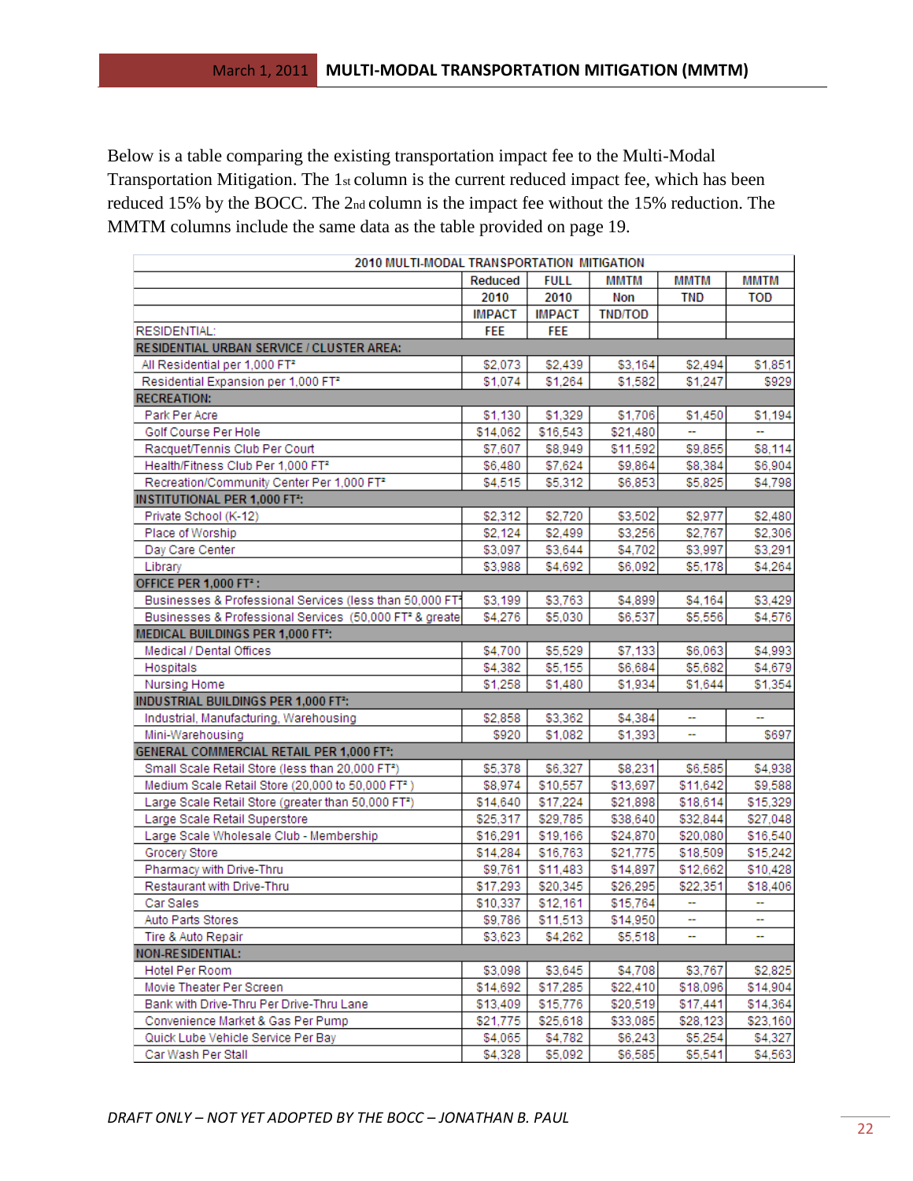Below is a table comparing the existing transportation impact fee to the Multi-Modal Transportation Mitigation. The 1st column is the current reduced impact fee, which has been reduced 15% by the BOCC. The 2nd column is the impact fee without the 15% reduction. The MMTM columns include the same data as the table provided on page 19.

| 2010 MULTI-MODAL TRANSPORTATION MITIGATION | | | | | |
|---|---|---|---|---|---|
| | Reduced 2010 IMPACT FEE | FULL 2010 IMPACT FEE | MMTM Non TND/TOD | MMTM TND | MMTM TOD |
| RESIDENTIAL: | | | | | |
| **RESIDENTIAL URBAN SERVICE / CLUSTER AREA:** | | | | | |
| All Residential per 1,000 FT² | $2,073 | $2,439 | $3,164 | $2,494 | $1,851 |
| Residential Expansion per 1,000 FT² | $1,074 | $1,264 | $1,582 | $1,247 | $929 |
| **RECREATION:** | | | | | |
| Park Per Acre | $1,130 | $1,329 | $1,706 | $1,450 | $1,194 |
| Golf Course Per Hole | $14,062 | $16,543 | $21,480 | -- | -- |
| Racquet/Tennis Club Per Court | $7,607 | $8,949 | $11,592 | $9,855 | $8,114 |
| Health/Fitness Club Per 1,000 FT² | $6,480 | $7,624 | $9,864 | $8,384 | $6,904 |
| Recreation/Community Center Per 1,000 FT² | $4,515 | $5,312 | $6,853 | $5,825 | $4,798 |
| **INSTITUTIONAL PER 1,000 FT²:** | | | | | |
| Private School (K-12) | $2,312 | $2,720 | $3,502 | $2,977 | $2,480 |
| Place of Worship | $2,124 | $2,499 | $3,256 | $2,767 | $2,306 |
| Day Care Center | $3,097 | $3,644 | $4,702 | $3,997 | $3,291 |
| Library | $3,988 | $4,692 | $6,092 | $5,178 | $4,264 |
| **OFFICE PER 1,000 FT² :** | | | | | |
| Businesses & Professional Services (less than 50,000 FT² | $3,199 | $3,763 | $4,899 | $4,164 | $3,429 |
| Businesses & Professional Services (50,000 FT² & greate | $4,276 | $5,030 | $6,537 | $5,556 | $4,576 |
| **MEDICAL BUILDINGS PER 1,000 FT²:** | | | | | |
| Medical / Dental Offices | $4,700 | $5,529 | $7,133 | $6,063 | $4,993 |
| Hospitals | $4,382 | $5,155 | $6,684 | $5,682 | $4,679 |
| Nursing Home | $1,258 | $1,480 | $1,934 | $1,644 | $1,354 |
| **INDUSTRIAL BUILDINGS PER 1,000 FT²:** | | | | | |
| Industrial, Manufacturing, Warehousing | $2,858 | $3,362 | $4,384 | -- | -- |
| Mini-Warehousing | $920 | $1,082 | $1,393 | -- | $697 |
| **GENERAL COMMERCIAL RETAIL PER 1,000 FT²:** | | | | | |
| Small Scale Retail Store (less than 20,000 FT²) | $5,378 | $6,327 | $8,231 | $6,585 | $4,938 |
| Medium Scale Retail Store (20,000 to 50,000 FT² ) | $8,974 | $10,557 | $13,697 | $11,642 | $9,588 |
| Large Scale Retail Store (greater than 50,000 FT²) | $14,640 | $17,224 | $21,898 | $18,614 | $15,329 |
| Large Scale Retail Superstore | $25,317 | $29,785 | $38,640 | $32,844 | $27,048 |
| Large Scale Wholesale Club - Membership | $16,291 | $19,166 | $24,870 | $20,080 | $16,540 |
| Grocery Store | $14,284 | $16,763 | $21,775 | $18,509 | $15,242 |
| Pharmacy with Drive-Thru | $9,761 | $11,483 | $14,897 | $12,662 | $10,428 |
| Restaurant with Drive-Thru | $17,293 | $20,345 | $26,295 | $22,351 | $18,406 |
| Car Sales | $10,337 | $12,161 | $15,764 | -- | -- |
| Auto Parts Stores | $9,786 | $11,513 | $14,950 | -- | -- |
| Tire & Auto Repair | $3,623 | $4,262 | $5,518 | -- | -- |
| **NON-RESIDENTIAL:** | | | | | |
| Hotel Per Room | $3,098 | $3,645 | $4,708 | $3,767 | $2,825 |
| Movie Theater Per Screen | $14,692 | $17,285 | $22,410 | $18,096 | $14,904 |
| Bank with Drive-Thru Per Drive-Thru Lane | $13,409 | $15,776 | $20,519 | $17,441 | $14,364 |
| Convenience Market & Gas Per Pump | $21,775 | $25,618 | $33,085 | $28,123 | $23,160 |
| Quick Lube Vehicle Service Per Bay | $4,065 | $4,782 | $6,243 | $5,254 | $4,327 |
| Car Wash Per Stall | $4,328 | $5,092 | $6,585 | $5,541 | $4,563 |

*DRAFT ONLY – NOT YET ADOPTED BY THE BOCC – JONATHAN B. PAUL*